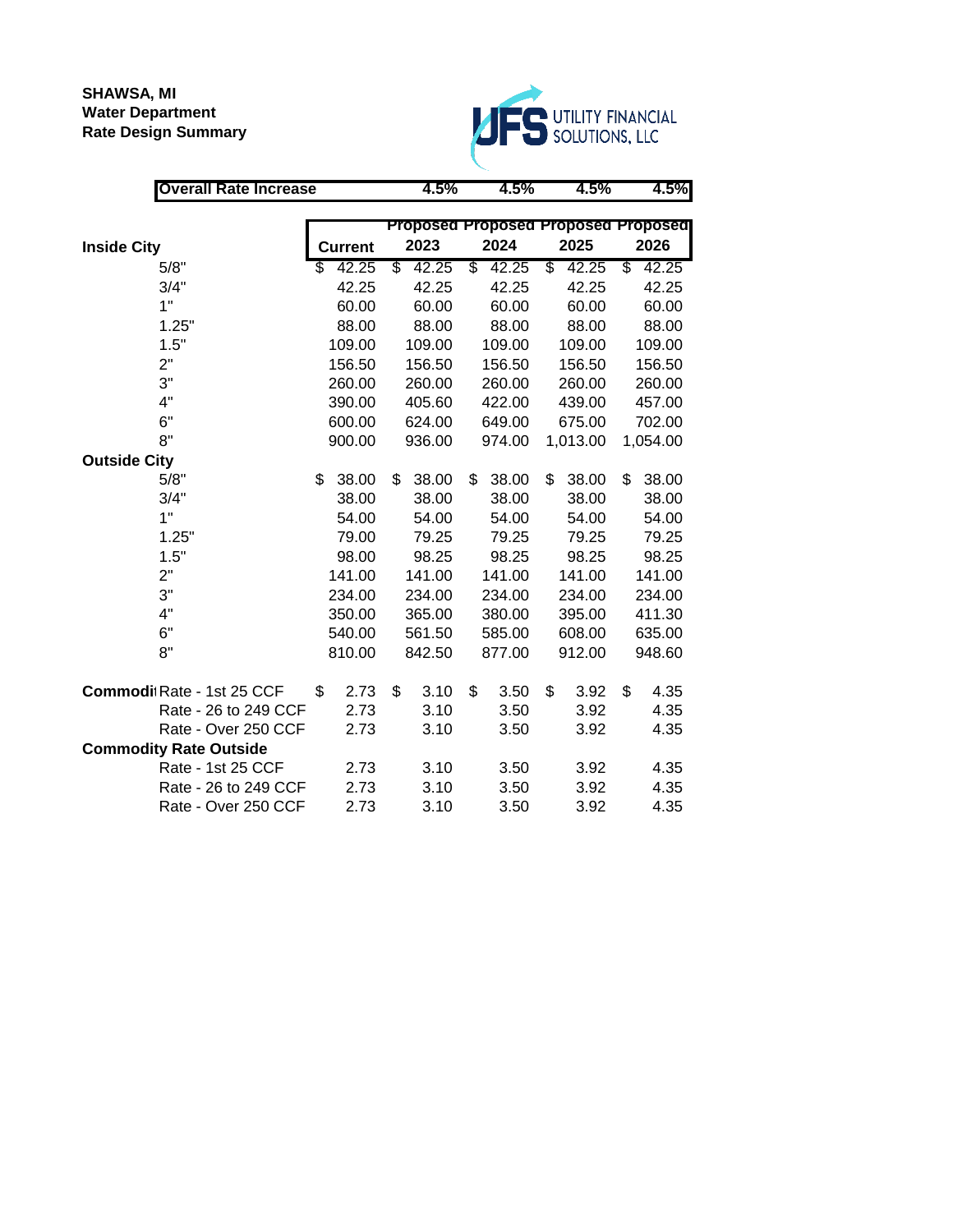**SHAWSA, MI**
**Water Department**
**Rate Design Summary**

UFS UTILITY FINANCIAL SOLUTIONS, LLC

| Overall Rate Increase | | 4.5% | 4.5% | 4.5% | 4.5% |
|---|---|---|---|---|---|

| | Current | Proposed 2023 | Proposed 2024 | Proposed 2025 | Proposed 2026 |
|---|---|---|---|---|---|
| **Inside City** | | | | | |
| 5/8" | $ 42.25 | $ 42.25 | $ 42.25 | $ 42.25 | $ 42.25 |
| 3/4" | 42.25 | 42.25 | 42.25 | 42.25 | 42.25 |
| 1" | 60.00 | 60.00 | 60.00 | 60.00 | 60.00 |
| 1.25" | 88.00 | 88.00 | 88.00 | 88.00 | 88.00 |
| 1.5" | 109.00 | 109.00 | 109.00 | 109.00 | 109.00 |
| 2" | 156.50 | 156.50 | 156.50 | 156.50 | 156.50 |
| 3" | 260.00 | 260.00 | 260.00 | 260.00 | 260.00 |
| 4" | 390.00 | 405.60 | 422.00 | 439.00 | 457.00 |
| 6" | 600.00 | 624.00 | 649.00 | 675.00 | 702.00 |
| 8" | 900.00 | 936.00 | 974.00 | 1,013.00 | 1,054.00 |
| **Outside City** | | | | | |
| 5/8" | $ 38.00 | $ 38.00 | $ 38.00 | $ 38.00 | $ 38.00 |
| 3/4" | 38.00 | 38.00 | 38.00 | 38.00 | 38.00 |
| 1" | 54.00 | 54.00 | 54.00 | 54.00 | 54.00 |
| 1.25" | 79.00 | 79.25 | 79.25 | 79.25 | 79.25 |
| 1.5" | 98.00 | 98.25 | 98.25 | 98.25 | 98.25 |
| 2" | 141.00 | 141.00 | 141.00 | 141.00 | 141.00 |
| 3" | 234.00 | 234.00 | 234.00 | 234.00 | 234.00 |
| 4" | 350.00 | 365.00 | 380.00 | 395.00 | 411.30 |
| 6" | 540.00 | 561.50 | 585.00 | 608.00 | 635.00 |
| 8" | 810.00 | 842.50 | 877.00 | 912.00 | 948.60 |
| **Commodity Rate** | | | | | |
| Rate - 1st 25 CCF | $ 2.73 | $ 3.10 | $ 3.50 | $ 3.92 | $ 4.35 |
| Rate - 26 to 249 CCF | 2.73 | 3.10 | 3.50 | 3.92 | 4.35 |
| Rate - Over 250 CCF | 2.73 | 3.10 | 3.50 | 3.92 | 4.35 |
| **Commodity Rate Outside** | | | | | |
| Rate - 1st 25 CCF | 2.73 | 3.10 | 3.50 | 3.92 | 4.35 |
| Rate - 26 to 249 CCF | 2.73 | 3.10 | 3.50 | 3.92 | 4.35 |
| Rate - Over 250 CCF | 2.73 | 3.10 | 3.50 | 3.92 | 4.35 |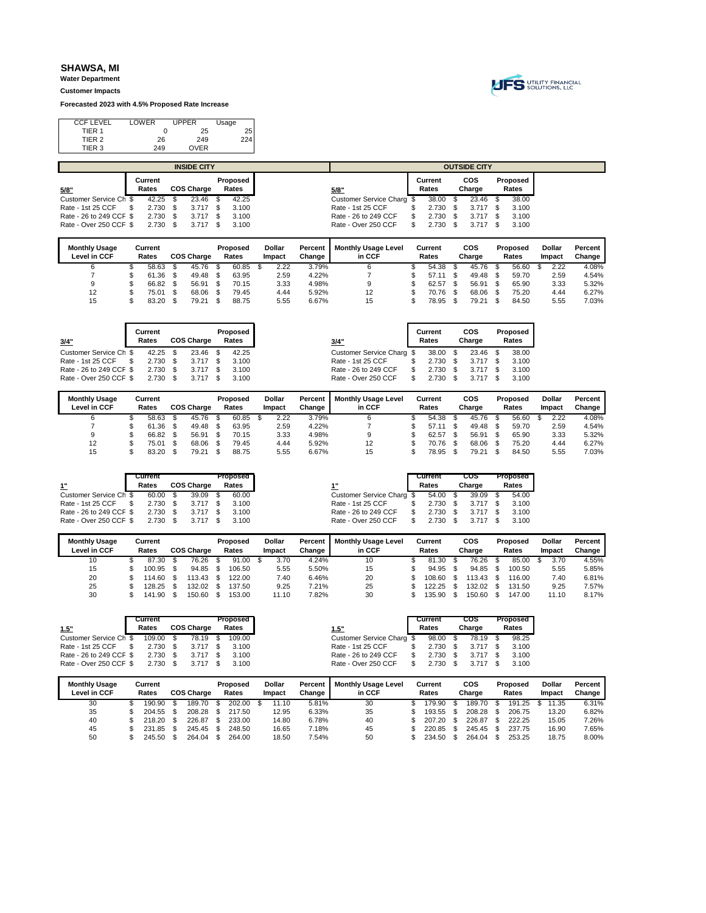# SHAWSA, MI

**Water Department**

**Customer Impacts**

**Forecasted 2023 with 4.5% Proposed Rate Increase**

| CCF LEVEL | LOWER | UPPER | Usage |
|---|---|---|---|
| TIER 1 | 0 | 25 | 25 |
| TIER 2 | 26 | 249 | 224 |
| TIER 3 | 249 | OVER | |

## INSIDE CITY

| 5/8" | Current Rates | COS Charge | Proposed Rates |
|---|---|---|---|
| Customer Service Ch | $ 42.25 | $ 23.46 | $ 42.25 |
| Rate - 1st 25 CCF | $ 2.730 | $ 3.717 | $ 3.100 |
| Rate - 26 to 249 CCF | $ 2.730 | $ 3.717 | $ 3.100 |
| Rate - Over 250 CCF | $ 2.730 | $ 3.717 | $ 3.100 |

| Monthly Usage Level in CCF | Current Rates | COS Charge | Proposed Rates | Dollar Impact | Percent Change |
|---|---|---|---|---|---|
| 6 | $ 58.63 | $ 45.76 | $ 60.85 | $ 2.22 | 3.79% |
| 7 | $ 61.36 | $ 49.48 | $ 63.95 | 2.59 | 4.22% |
| 9 | $ 66.82 | $ 56.91 | $ 70.15 | 3.33 | 4.98% |
| 12 | $ 75.01 | $ 68.06 | $ 79.45 | 4.44 | 5.92% |
| 15 | $ 83.20 | $ 79.21 | $ 88.75 | 5.55 | 6.67% |

| 3/4" | Current Rates | COS Charge | Proposed Rates |
|---|---|---|---|
| Customer Service Ch | $ 42.25 | $ 23.46 | $ 42.25 |
| Rate - 1st 25 CCF | $ 2.730 | $ 3.717 | $ 3.100 |
| Rate - 26 to 249 CCF | $ 2.730 | $ 3.717 | $ 3.100 |
| Rate - Over 250 CCF | $ 2.730 | $ 3.717 | $ 3.100 |

| Monthly Usage Level in CCF | Current Rates | COS Charge | Proposed Rates | Dollar Impact | Percent Change |
|---|---|---|---|---|---|
| 6 | $ 58.63 | $ 45.76 | $ 60.85 | $ 2.22 | 3.79% |
| 7 | $ 61.36 | $ 49.48 | $ 63.95 | 2.59 | 4.22% |
| 9 | $ 66.82 | $ 56.91 | $ 70.15 | 3.33 | 4.98% |
| 12 | $ 75.01 | $ 68.06 | $ 79.45 | 4.44 | 5.92% |
| 15 | $ 83.20 | $ 79.21 | $ 88.75 | 5.55 | 6.67% |

| 1" | Current Rates | COS Charge | Proposed Rates |
|---|---|---|---|
| Customer Service Ch | $ 60.00 | $ 39.09 | $ 60.00 |
| Rate - 1st 25 CCF | $ 2.730 | $ 3.717 | $ 3.100 |
| Rate - 26 to 249 CCF | $ 2.730 | $ 3.717 | $ 3.100 |
| Rate - Over 250 CCF | $ 2.730 | $ 3.717 | $ 3.100 |

| Monthly Usage Level in CCF | Current Rates | COS Charge | Proposed Rates | Dollar Impact | Percent Change |
|---|---|---|---|---|---|
| 10 | $ 87.30 | $ 76.26 | $ 91.00 | $ 3.70 | 4.24% |
| 15 | $ 100.95 | $ 94.85 | $ 106.50 | 5.55 | 5.50% |
| 20 | $ 114.60 | $ 113.43 | $ 122.00 | 7.40 | 6.46% |
| 25 | $ 128.25 | $ 132.02 | $ 137.50 | 9.25 | 7.21% |
| 30 | $ 141.90 | $ 150.60 | $ 153.00 | 11.10 | 7.82% |

| 1.5" | Current Rates | COS Charge | Proposed Rates |
|---|---|---|---|
| Customer Service Ch | $ 109.00 | $ 78.19 | $ 109.00 |
| Rate - 1st 25 CCF | $ 2.730 | $ 3.717 | $ 3.100 |
| Rate - 26 to 249 CCF | $ 2.730 | $ 3.717 | $ 3.100 |
| Rate - Over 250 CCF | $ 2.730 | $ 3.717 | $ 3.100 |

| Monthly Usage Level in CCF | Current Rates | COS Charge | Proposed Rates | Dollar Impact | Percent Change |
|---|---|---|---|---|---|
| 30 | $ 190.90 | $ 189.70 | $ 202.00 | $ 11.10 | 5.81% |
| 35 | $ 204.55 | $ 208.28 | $ 217.50 | 12.95 | 6.33% |
| 40 | $ 218.20 | $ 226.87 | $ 233.00 | 14.80 | 6.78% |
| 45 | $ 231.85 | $ 245.45 | $ 248.50 | 16.65 | 7.18% |
| 50 | $ 245.50 | $ 264.04 | $ 264.00 | 18.50 | 7.54% |

## OUTSIDE CITY

| 5/8" | Current Rates | COS Charge | Proposed Rates |
|---|---|---|---|
| Customer Service Charg | $ 38.00 | $ 23.46 | $ 38.00 |
| Rate - 1st 25 CCF | $ 2.730 | $ 3.717 | $ 3.100 |
| Rate - 26 to 249 CCF | $ 2.730 | $ 3.717 | $ 3.100 |
| Rate - Over 250 CCF | $ 2.730 | $ 3.717 | $ 3.100 |

| Monthly Usage Level in CCF | Current Rates | COS Charge | Proposed Rates | Dollar Impact | Percent Change |
|---|---|---|---|---|---|
| 6 | $ 54.38 | $ 45.76 | $ 56.60 | $ 2.22 | 4.08% |
| 7 | $ 57.11 | $ 49.48 | $ 59.70 | 2.59 | 4.54% |
| 9 | $ 62.57 | $ 56.91 | $ 65.90 | 3.33 | 5.32% |
| 12 | $ 70.76 | $ 68.06 | $ 75.20 | 4.44 | 6.27% |
| 15 | $ 78.95 | $ 79.21 | $ 84.50 | 5.55 | 7.03% |

| 3/4" | Current Rates | COS Charge | Proposed Rates |
|---|---|---|---|
| Customer Service Charg | $ 38.00 | $ 23.46 | $ 38.00 |
| Rate - 1st 25 CCF | $ 2.730 | $ 3.717 | $ 3.100 |
| Rate - 26 to 249 CCF | $ 2.730 | $ 3.717 | $ 3.100 |
| Rate - Over 250 CCF | $ 2.730 | $ 3.717 | $ 3.100 |

| Monthly Usage Level in CCF | Current Rates | COS Charge | Proposed Rates | Dollar Impact | Percent Change |
|---|---|---|---|---|---|
| 6 | $ 54.38 | $ 45.76 | $ 56.60 | $ 2.22 | 4.08% |
| 7 | $ 57.11 | $ 49.48 | $ 59.70 | 2.59 | 4.54% |
| 9 | $ 62.57 | $ 56.91 | $ 65.90 | 3.33 | 5.32% |
| 12 | $ 70.76 | $ 68.06 | $ 75.20 | 4.44 | 6.27% |
| 15 | $ 78.95 | $ 79.21 | $ 84.50 | 5.55 | 7.03% |

| 1" | Current Rates | COS Charge | Proposed Rates |
|---|---|---|---|
| Customer Service Charg | $ 54.00 | $ 39.09 | $ 54.00 |
| Rate - 1st 25 CCF | $ 2.730 | $ 3.717 | $ 3.100 |
| Rate - 26 to 249 CCF | $ 2.730 | $ 3.717 | $ 3.100 |
| Rate - Over 250 CCF | $ 2.730 | $ 3.717 | $ 3.100 |

| Monthly Usage Level in CCF | Current Rates | COS Charge | Proposed Rates | Dollar Impact | Percent Change |
|---|---|---|---|---|---|
| 10 | $ 81.30 | $ 76.26 | $ 85.00 | $ 3.70 | 4.55% |
| 15 | $ 94.95 | $ 94.85 | $ 100.50 | 5.55 | 5.85% |
| 20 | $ 108.60 | $ 113.43 | $ 116.00 | 7.40 | 6.81% |
| 25 | $ 122.25 | $ 132.02 | $ 131.50 | 9.25 | 7.57% |
| 30 | $ 135.90 | $ 150.60 | $ 147.00 | 11.10 | 8.17% |

| 1.5" | Current Rates | COS Charge | Proposed Rates |
|---|---|---|---|
| Customer Service Charg | $ 98.00 | $ 78.19 | $ 98.25 |
| Rate - 1st 25 CCF | $ 2.730 | $ 3.717 | $ 3.100 |
| Rate - 26 to 249 CCF | $ 2.730 | $ 3.717 | $ 3.100 |
| Rate - Over 250 CCF | $ 2.730 | $ 3.717 | $ 3.100 |

| Monthly Usage Level in CCF | Current Rates | COS Charge | Proposed Rates | Dollar Impact | Percent Change |
|---|---|---|---|---|---|
| 30 | $ 179.90 | $ 189.70 | $ 191.25 | $ 11.35 | 6.31% |
| 35 | $ 193.55 | $ 208.28 | $ 206.75 | 13.20 | 6.82% |
| 40 | $ 207.20 | $ 226.87 | $ 222.25 | 15.05 | 7.26% |
| 45 | $ 220.85 | $ 245.45 | $ 237.75 | 16.90 | 7.65% |
| 50 | $ 234.50 | $ 264.04 | $ 253.25 | 18.75 | 8.00% |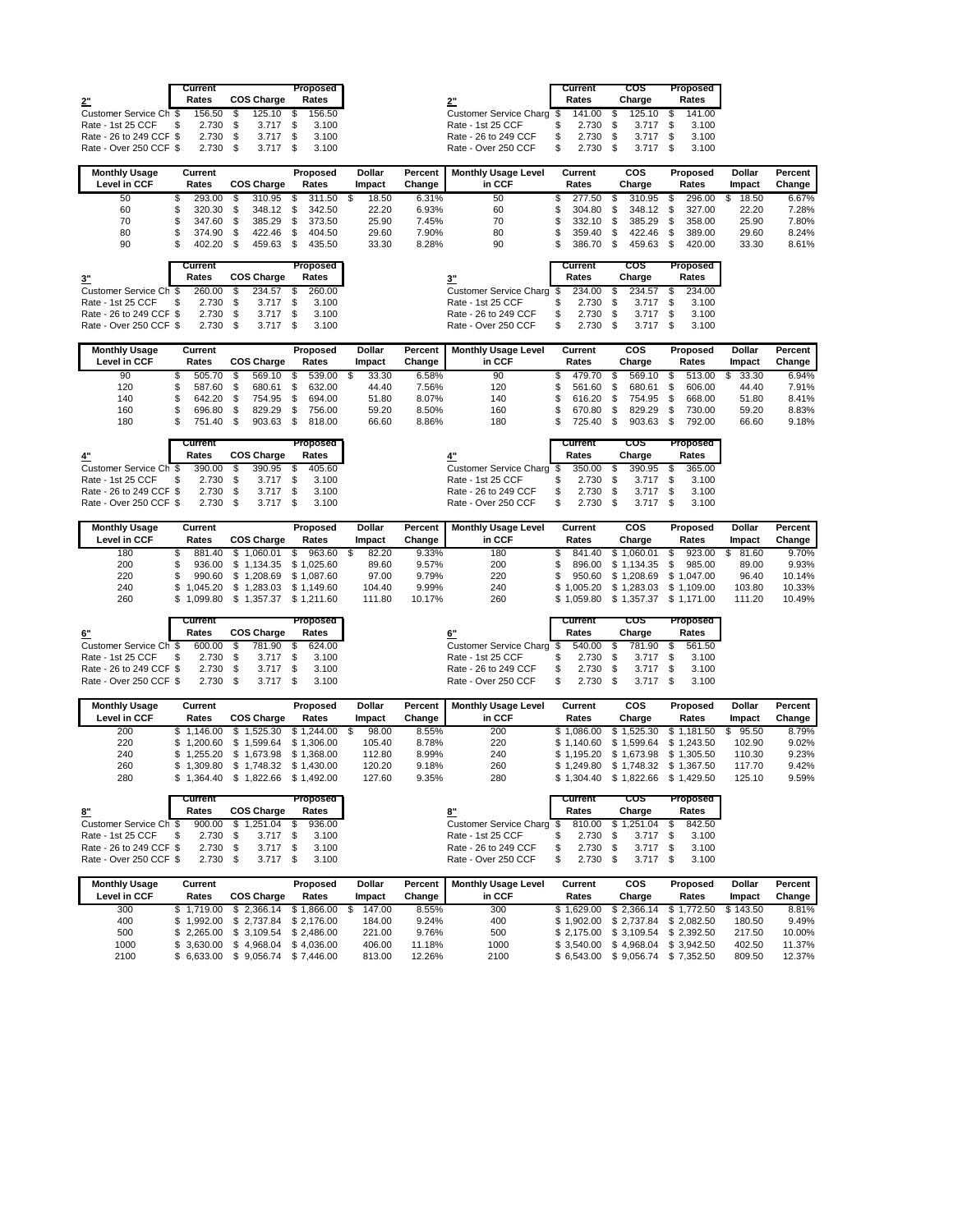| 2" | Current Rates | COS Charge | Proposed Rates |
|---|---|---|---|
| Customer Service Ch | $ 156.50 | $ 125.10 | $ 156.50 |
| Rate - 1st 25 CCF | $ 2.730 | $ 3.717 | $ 3.100 |
| Rate - 26 to 249 CCF | $ 2.730 | $ 3.717 | $ 3.100 |
| Rate - Over 250 CCF | $ 2.730 | $ 3.717 | $ 3.100 |

| Monthly Usage Level in CCF | Current Rates | COS Charge | Proposed Rates | Dollar Impact | Percent Change |
|---|---|---|---|---|---|
| 50 | $ 293.00 | $ 310.95 | $ 311.50 | $ 18.50 | 6.31% |
| 60 | $ 320.30 | $ 348.12 | $ 342.50 | 22.20 | 6.93% |
| 70 | $ 347.60 | $ 385.29 | $ 373.50 | 25.90 | 7.45% |
| 80 | $ 374.90 | $ 422.46 | $ 404.50 | 29.60 | 7.90% |
| 90 | $ 402.20 | $ 459.63 | $ 435.50 | 33.30 | 8.28% |

| 2" | Current Rates | COS Charge | Proposed Rates |
|---|---|---|---|
| Customer Service Charg | $ 141.00 | $ 125.10 | $ 141.00 |
| Rate - 1st 25 CCF | $ 2.730 | $ 3.717 | $ 3.100 |
| Rate - 26 to 249 CCF | $ 2.730 | $ 3.717 | $ 3.100 |
| Rate - Over 250 CCF | $ 2.730 | $ 3.717 | $ 3.100 |

| Monthly Usage Level in CCF | Current Rates | COS Charge | Proposed Rates | Dollar Impact | Percent Change |
|---|---|---|---|---|---|
| 50 | $ 277.50 | $ 310.95 | $ 296.00 | $ 18.50 | 6.67% |
| 60 | $ 304.80 | $ 348.12 | $ 327.00 | 22.20 | 7.28% |
| 70 | $ 332.10 | $ 385.29 | $ 358.00 | 25.90 | 7.80% |
| 80 | $ 359.40 | $ 422.46 | $ 389.00 | 29.60 | 8.24% |
| 90 | $ 386.70 | $ 459.63 | $ 420.00 | 33.30 | 8.61% |

| 3" | Current Rates | COS Charge | Proposed Rates |
|---|---|---|---|
| Customer Service Ch | $ 260.00 | $ 234.57 | $ 260.00 |
| Rate - 1st 25 CCF | $ 2.730 | $ 3.717 | $ 3.100 |
| Rate - 26 to 249 CCF | $ 2.730 | $ 3.717 | $ 3.100 |
| Rate - Over 250 CCF | $ 2.730 | $ 3.717 | $ 3.100 |

| Monthly Usage Level in CCF | Current Rates | COS Charge | Proposed Rates | Dollar Impact | Percent Change |
|---|---|---|---|---|---|
| 90 | $ 505.70 | $ 569.10 | $ 539.00 | $ 33.30 | 6.58% |
| 120 | $ 587.60 | $ 680.61 | $ 632.00 | 44.40 | 7.56% |
| 140 | $ 642.20 | $ 754.95 | $ 694.00 | 51.80 | 8.07% |
| 160 | $ 696.80 | $ 829.29 | $ 756.00 | 59.20 | 8.50% |
| 180 | $ 751.40 | $ 903.63 | $ 818.00 | 66.60 | 8.86% |

| 3" | Current Rates | COS Charge | Proposed Rates |
|---|---|---|---|
| Customer Service Charg | $ 234.00 | $ 234.57 | $ 234.00 |
| Rate - 1st 25 CCF | $ 2.730 | $ 3.717 | $ 3.100 |
| Rate - 26 to 249 CCF | $ 2.730 | $ 3.717 | $ 3.100 |
| Rate - Over 250 CCF | $ 2.730 | $ 3.717 | $ 3.100 |

| Monthly Usage Level in CCF | Current Rates | COS Charge | Proposed Rates | Dollar Impact | Percent Change |
|---|---|---|---|---|---|
| 90 | $ 479.70 | $ 569.10 | $ 513.00 | $ 33.30 | 6.94% |
| 120 | $ 561.60 | $ 680.61 | $ 606.00 | 44.40 | 7.91% |
| 140 | $ 616.20 | $ 754.95 | $ 668.00 | 51.80 | 8.41% |
| 160 | $ 670.80 | $ 829.29 | $ 730.00 | 59.20 | 8.83% |
| 180 | $ 725.40 | $ 903.63 | $ 792.00 | 66.60 | 9.18% |

| 4" | Current Rates | COS Charge | Proposed Rates |
|---|---|---|---|
| Customer Service Ch | $ 390.00 | $ 390.95 | $ 405.60 |
| Rate - 1st 25 CCF | $ 2.730 | $ 3.717 | $ 3.100 |
| Rate - 26 to 249 CCF | $ 2.730 | $ 3.717 | $ 3.100 |
| Rate - Over 250 CCF | $ 2.730 | $ 3.717 | $ 3.100 |

| Monthly Usage Level in CCF | Current Rates | COS Charge | Proposed Rates | Dollar Impact | Percent Change |
|---|---|---|---|---|---|
| 180 | $ 881.40 | $ 1,060.01 | $ 963.60 | $ 82.20 | 9.33% |
| 200 | $ 936.00 | $ 1,134.35 | $ 1,025.60 | 89.60 | 9.57% |
| 220 | $ 990.60 | $ 1,208.69 | $ 1,087.60 | 97.00 | 9.79% |
| 240 | $ 1,045.20 | $ 1,283.03 | $ 1,149.60 | 104.40 | 9.99% |
| 260 | $ 1,099.80 | $ 1,357.37 | $ 1,211.60 | 111.80 | 10.17% |

| 4" | Current Rates | COS Charge | Proposed Rates |
|---|---|---|---|
| Customer Service Charg | $ 350.00 | $ 390.95 | $ 365.00 |
| Rate - 1st 25 CCF | $ 2.730 | $ 3.717 | $ 3.100 |
| Rate - 26 to 249 CCF | $ 2.730 | $ 3.717 | $ 3.100 |
| Rate - Over 250 CCF | $ 2.730 | $ 3.717 | $ 3.100 |

| Monthly Usage Level in CCF | Current Rates | COS Charge | Proposed Rates | Dollar Impact | Percent Change |
|---|---|---|---|---|---|
| 180 | $ 841.40 | $ 1,060.01 | $ 923.00 | $ 81.60 | 9.70% |
| 200 | $ 896.00 | $ 1,134.35 | $ 985.00 | 89.00 | 9.93% |
| 220 | $ 950.60 | $ 1,208.69 | $ 1,047.00 | 96.40 | 10.14% |
| 240 | $ 1,005.20 | $ 1,283.03 | $ 1,109.00 | 103.80 | 10.33% |
| 260 | $ 1,059.80 | $ 1,357.37 | $ 1,171.00 | 111.20 | 10.49% |

| 6" | Current Rates | COS Charge | Proposed Rates |
|---|---|---|---|
| Customer Service Ch | $ 600.00 | $ 781.90 | $ 624.00 |
| Rate - 1st 25 CCF | $ 2.730 | $ 3.717 | $ 3.100 |
| Rate - 26 to 249 CCF | $ 2.730 | $ 3.717 | $ 3.100 |
| Rate - Over 250 CCF | $ 2.730 | $ 3.717 | $ 3.100 |

| Monthly Usage Level in CCF | Current Rates | COS Charge | Proposed Rates | Dollar Impact | Percent Change |
|---|---|---|---|---|---|
| 200 | $ 1,146.00 | $ 1,525.30 | $ 1,244.00 | $ 98.00 | 8.55% |
| 220 | $ 1,200.60 | $ 1,599.64 | $ 1,306.00 | 105.40 | 8.78% |
| 240 | $ 1,255.20 | $ 1,673.98 | $ 1,368.00 | 112.80 | 8.99% |
| 260 | $ 1,309.80 | $ 1,748.32 | $ 1,430.00 | 120.20 | 9.18% |
| 280 | $ 1,364.40 | $ 1,822.66 | $ 1,492.00 | 127.60 | 9.35% |

| 6" | Current Rates | COS Charge | Proposed Rates |
|---|---|---|---|
| Customer Service Charg | $ 540.00 | $ 781.90 | $ 561.50 |
| Rate - 1st 25 CCF | $ 2.730 | $ 3.717 | $ 3.100 |
| Rate - 26 to 249 CCF | $ 2.730 | $ 3.717 | $ 3.100 |
| Rate - Over 250 CCF | $ 2.730 | $ 3.717 | $ 3.100 |

| Monthly Usage Level in CCF | Current Rates | COS Charge | Proposed Rates | Dollar Impact | Percent Change |
|---|---|---|---|---|---|
| 200 | $ 1,086.00 | $ 1,525.30 | $ 1,181.50 | $ 95.50 | 8.79% |
| 220 | $ 1,140.60 | $ 1,599.64 | $ 1,243.50 | 102.90 | 9.02% |
| 240 | $ 1,195.20 | $ 1,673.98 | $ 1,305.50 | 110.30 | 9.23% |
| 260 | $ 1,249.80 | $ 1,748.32 | $ 1,367.50 | 117.70 | 9.42% |
| 280 | $ 1,304.40 | $ 1,822.66 | $ 1,429.50 | 125.10 | 9.59% |

| 8" | Current Rates | COS Charge | Proposed Rates |
|---|---|---|---|
| Customer Service Ch | $ 900.00 | $ 1,251.04 | $ 936.00 |
| Rate - 1st 25 CCF | $ 2.730 | $ 3.717 | $ 3.100 |
| Rate - 26 to 249 CCF | $ 2.730 | $ 3.717 | $ 3.100 |
| Rate - Over 250 CCF | $ 2.730 | $ 3.717 | $ 3.100 |

| Monthly Usage Level in CCF | Current Rates | COS Charge | Proposed Rates | Dollar Impact | Percent Change |
|---|---|---|---|---|---|
| 300 | $ 1,719.00 | $ 2,366.14 | $ 1,866.00 | $ 147.00 | 8.55% |
| 400 | $ 1,992.00 | $ 2,737.84 | $ 2,176.00 | 184.00 | 9.24% |
| 500 | $ 2,265.00 | $ 3,109.54 | $ 2,486.00 | 221.00 | 9.76% |
| 1000 | $ 3,630.00 | $ 4,968.04 | $ 4,036.00 | 406.00 | 11.18% |
| 2100 | $ 6,633.00 | $ 9,056.74 | $ 7,446.00 | 813.00 | 12.26% |

| 8" | Current Rates | COS Charge | Proposed Rates |
|---|---|---|---|
| Customer Service Charg | $ 810.00 | $ 1,251.04 | $ 842.50 |
| Rate - 1st 25 CCF | $ 2.730 | $ 3.717 | $ 3.100 |
| Rate - 26 to 249 CCF | $ 2.730 | $ 3.717 | $ 3.100 |
| Rate - Over 250 CCF | $ 2.730 | $ 3.717 | $ 3.100 |

| Monthly Usage Level in CCF | Current Rates | COS Charge | Proposed Rates | Dollar Impact | Percent Change |
|---|---|---|---|---|---|
| 300 | $ 1,629.00 | $ 2,366.14 | $ 1,772.50 | $ 143.50 | 8.81% |
| 400 | $ 1,902.00 | $ 2,737.84 | $ 2,082.50 | 180.50 | 9.49% |
| 500 | $ 2,175.00 | $ 3,109.54 | $ 2,392.50 | 217.50 | 10.00% |
| 1000 | $ 3,540.00 | $ 4,968.04 | $ 3,942.50 | 402.50 | 11.37% |
| 2100 | $ 6,543.00 | $ 9,056.74 | $ 7,352.50 | 809.50 | 12.37% |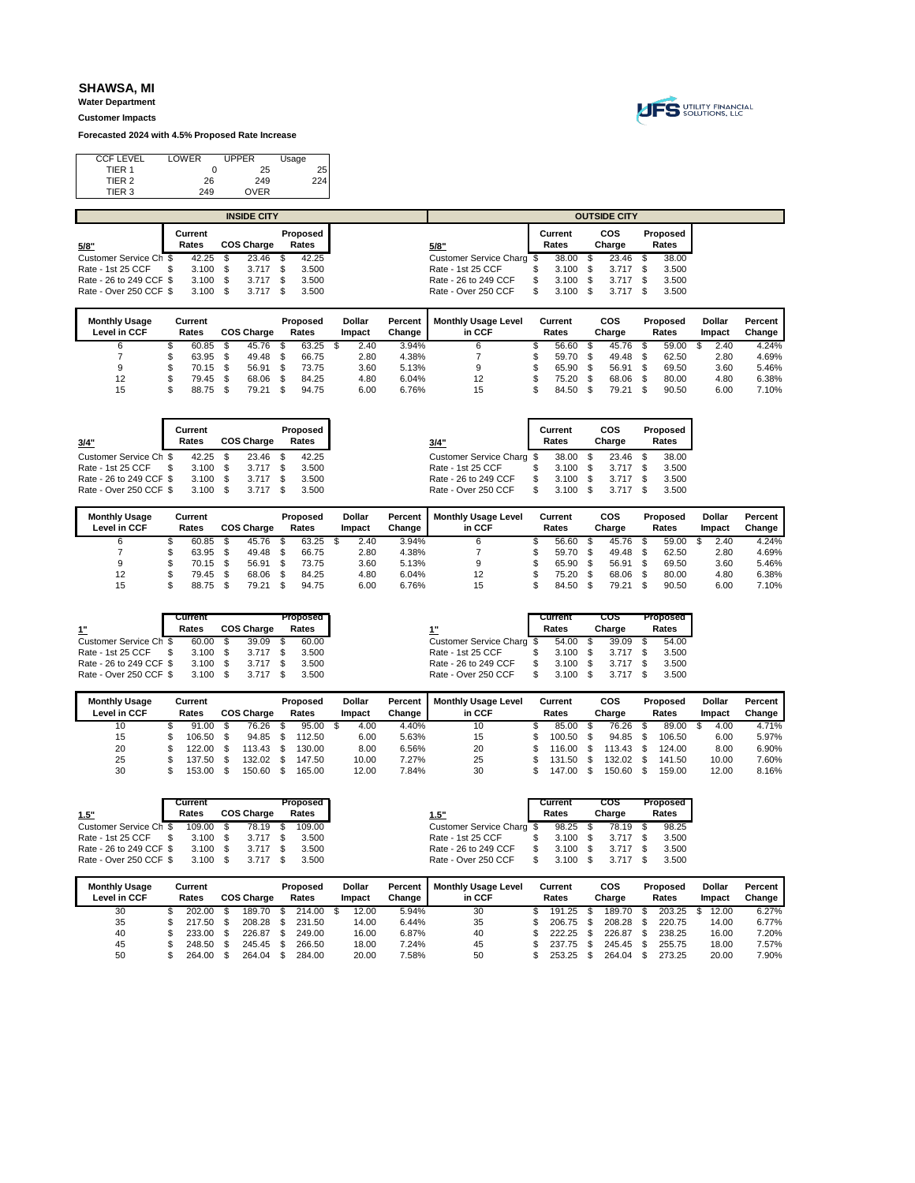# SHAWSA, MI

**Water Department**

**Customer Impacts**

**Forecasted 2024 with 4.5% Proposed Rate Increase**

| CCF LEVEL | LOWER | UPPER | Usage |
|---|---|---|---|
| TIER 1 | 0 | 25 | 25 |
| TIER 2 | 26 | 249 | 224 |
| TIER 3 | 249 | OVER | |

## INSIDE CITY

| 5/8" | Current Rates | COS Charge | Proposed Rates |
|---|---|---|---|
| Customer Service Ch | $ 42.25 | $ 23.46 | $ 42.25 |
| Rate - 1st 25 CCF | $ 3.100 | $ 3.717 | $ 3.500 |
| Rate - 26 to 249 CCF | $ 3.100 | $ 3.717 | $ 3.500 |
| Rate - Over 250 CCF | $ 3.100 | $ 3.717 | $ 3.500 |

| Monthly Usage Level in CCF | Current Rates | COS Charge | Proposed Rates | Dollar Impact | Percent Change |
|---|---|---|---|---|---|
| 6 | $ 60.85 | $ 45.76 | $ 63.25 | $ 2.40 | 3.94% |
| 7 | $ 63.95 | $ 49.48 | $ 66.75 | 2.80 | 4.38% |
| 9 | $ 70.15 | $ 56.91 | $ 73.75 | 3.60 | 5.13% |
| 12 | $ 79.45 | $ 68.06 | $ 84.25 | 4.80 | 6.04% |
| 15 | $ 88.75 | $ 79.21 | $ 94.75 | 6.00 | 6.76% |

| 3/4" | Current Rates | COS Charge | Proposed Rates |
|---|---|---|---|
| Customer Service Ch | $ 42.25 | $ 23.46 | $ 42.25 |
| Rate - 1st 25 CCF | $ 3.100 | $ 3.717 | $ 3.500 |
| Rate - 26 to 249 CCF | $ 3.100 | $ 3.717 | $ 3.500 |
| Rate - Over 250 CCF | $ 3.100 | $ 3.717 | $ 3.500 |

| Monthly Usage Level in CCF | Current Rates | COS Charge | Proposed Rates | Dollar Impact | Percent Change |
|---|---|---|---|---|---|
| 6 | $ 60.85 | $ 45.76 | $ 63.25 | $ 2.40 | 3.94% |
| 7 | $ 63.95 | $ 49.48 | $ 66.75 | 2.80 | 4.38% |
| 9 | $ 70.15 | $ 56.91 | $ 73.75 | 3.60 | 5.13% |
| 12 | $ 79.45 | $ 68.06 | $ 84.25 | 4.80 | 6.04% |
| 15 | $ 88.75 | $ 79.21 | $ 94.75 | 6.00 | 6.76% |

| 1" | Current Rates | COS Charge | Proposed Rates |
|---|---|---|---|
| Customer Service Ch | $ 60.00 | $ 39.09 | $ 60.00 |
| Rate - 1st 25 CCF | $ 3.100 | $ 3.717 | $ 3.500 |
| Rate - 26 to 249 CCF | $ 3.100 | $ 3.717 | $ 3.500 |
| Rate - Over 250 CCF | $ 3.100 | $ 3.717 | $ 3.500 |

| Monthly Usage Level in CCF | Current Rates | COS Charge | Proposed Rates | Dollar Impact | Percent Change |
|---|---|---|---|---|---|
| 10 | $ 91.00 | $ 76.26 | $ 95.00 | $ 4.00 | 4.40% |
| 15 | $ 106.50 | $ 94.85 | $ 112.50 | 6.00 | 5.63% |
| 20 | $ 122.00 | $ 113.43 | $ 130.00 | 8.00 | 6.56% |
| 25 | $ 137.50 | $ 132.02 | $ 147.50 | 10.00 | 7.27% |
| 30 | $ 153.00 | $ 150.60 | $ 165.00 | 12.00 | 7.84% |

| 1.5" | Current Rates | COS Charge | Proposed Rates |
|---|---|---|---|
| Customer Service Ch | $ 109.00 | $ 78.19 | $ 109.00 |
| Rate - 1st 25 CCF | $ 3.100 | $ 3.717 | $ 3.500 |
| Rate - 26 to 249 CCF | $ 3.100 | $ 3.717 | $ 3.500 |
| Rate - Over 250 CCF | $ 3.100 | $ 3.717 | $ 3.500 |

| Monthly Usage Level in CCF | Current Rates | COS Charge | Proposed Rates | Dollar Impact | Percent Change |
|---|---|---|---|---|---|
| 30 | $ 202.00 | $ 189.70 | $ 214.00 | $ 12.00 | 5.94% |
| 35 | $ 217.50 | $ 208.28 | $ 231.50 | 14.00 | 6.44% |
| 40 | $ 233.00 | $ 226.87 | $ 249.00 | 16.00 | 6.87% |
| 45 | $ 248.50 | $ 245.45 | $ 266.50 | 18.00 | 7.24% |
| 50 | $ 264.00 | $ 264.04 | $ 284.00 | 20.00 | 7.58% |

## OUTSIDE CITY

| 5/8" | Current Rates | COS Charge | Proposed Rates |
|---|---|---|---|
| Customer Service Charg | $ 38.00 | $ 23.46 | $ 38.00 |
| Rate - 1st 25 CCF | $ 3.100 | $ 3.717 | $ 3.500 |
| Rate - 26 to 249 CCF | $ 3.100 | $ 3.717 | $ 3.500 |
| Rate - Over 250 CCF | $ 3.100 | $ 3.717 | $ 3.500 |

| Monthly Usage Level in CCF | Current Rates | COS Charge | Proposed Rates | Dollar Impact | Percent Change |
|---|---|---|---|---|---|
| 6 | $ 56.60 | $ 45.76 | $ 59.00 | $ 2.40 | 4.24% |
| 7 | $ 59.70 | $ 49.48 | $ 62.50 | 2.80 | 4.69% |
| 9 | $ 65.90 | $ 56.91 | $ 69.50 | 3.60 | 5.46% |
| 12 | $ 75.20 | $ 68.06 | $ 80.00 | 4.80 | 6.38% |
| 15 | $ 84.50 | $ 79.21 | $ 90.50 | 6.00 | 7.10% |

| 3/4" | Current Rates | COS Charge | Proposed Rates |
|---|---|---|---|
| Customer Service Charg | $ 38.00 | $ 23.46 | $ 38.00 |
| Rate - 1st 25 CCF | $ 3.100 | $ 3.717 | $ 3.500 |
| Rate - 26 to 249 CCF | $ 3.100 | $ 3.717 | $ 3.500 |
| Rate - Over 250 CCF | $ 3.100 | $ 3.717 | $ 3.500 |

| Monthly Usage Level in CCF | Current Rates | COS Charge | Proposed Rates | Dollar Impact | Percent Change |
|---|---|---|---|---|---|
| 6 | $ 56.60 | $ 45.76 | $ 59.00 | $ 2.40 | 4.24% |
| 7 | $ 59.70 | $ 49.48 | $ 62.50 | 2.80 | 4.69% |
| 9 | $ 65.90 | $ 56.91 | $ 69.50 | 3.60 | 5.46% |
| 12 | $ 75.20 | $ 68.06 | $ 80.00 | 4.80 | 6.38% |
| 15 | $ 84.50 | $ 79.21 | $ 90.50 | 6.00 | 7.10% |

| 1" | Current Rates | COS Charge | Proposed Rates |
|---|---|---|---|
| Customer Service Charg | $ 54.00 | $ 39.09 | $ 54.00 |
| Rate - 1st 25 CCF | $ 3.100 | $ 3.717 | $ 3.500 |
| Rate - 26 to 249 CCF | $ 3.100 | $ 3.717 | $ 3.500 |
| Rate - Over 250 CCF | $ 3.100 | $ 3.717 | $ 3.500 |

| Monthly Usage Level in CCF | Current Rates | COS Charge | Proposed Rates | Dollar Impact | Percent Change |
|---|---|---|---|---|---|
| 10 | $ 85.00 | $ 76.26 | $ 89.00 | $ 4.00 | 4.71% |
| 15 | $ 100.50 | $ 94.85 | $ 106.50 | 6.00 | 5.97% |
| 20 | $ 116.00 | $ 113.43 | $ 124.00 | 8.00 | 6.90% |
| 25 | $ 131.50 | $ 132.02 | $ 141.50 | 10.00 | 7.60% |
| 30 | $ 147.00 | $ 150.60 | $ 159.00 | 12.00 | 8.16% |

| 1.5" | Current Rates | COS Charge | Proposed Rates |
|---|---|---|---|
| Customer Service Charg | $ 98.25 | $ 78.19 | $ 98.25 |
| Rate - 1st 25 CCF | $ 3.100 | $ 3.717 | $ 3.500 |
| Rate - 26 to 249 CCF | $ 3.100 | $ 3.717 | $ 3.500 |
| Rate - Over 250 CCF | $ 3.100 | $ 3.717 | $ 3.500 |

| Monthly Usage Level in CCF | Current Rates | COS Charge | Proposed Rates | Dollar Impact | Percent Change |
|---|---|---|---|---|---|
| 30 | $ 191.25 | $ 189.70 | $ 203.25 | $ 12.00 | 6.27% |
| 35 | $ 206.75 | $ 208.28 | $ 220.75 | 14.00 | 6.77% |
| 40 | $ 222.25 | $ 226.87 | $ 238.25 | 16.00 | 7.20% |
| 45 | $ 237.75 | $ 245.45 | $ 255.75 | 18.00 | 7.57% |
| 50 | $ 253.25 | $ 264.04 | $ 273.25 | 20.00 | 7.90% |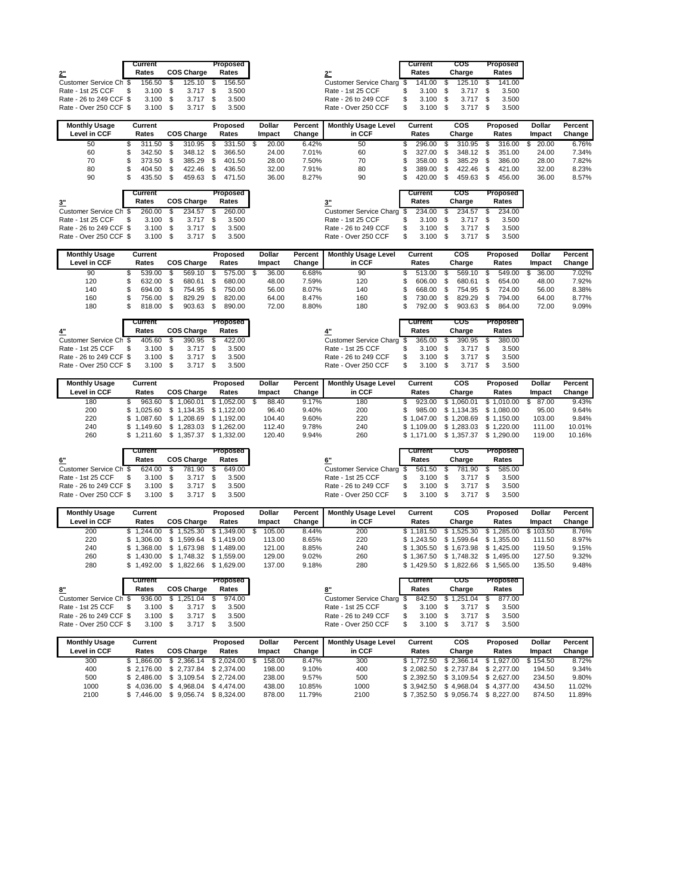| 2" | Current Rates | COS Charge | Proposed Rates |
|---|---|---|---|
| Customer Service Ch | $ 156.50 | $ 125.10 | $ 156.50 |
| Rate - 1st 25 CCF | $ 3.100 | $ 3.717 | $ 3.500 |
| Rate - 26 to 249 CCF | $ 3.100 | $ 3.717 | $ 3.500 |
| Rate - Over 250 CCF | $ 3.100 | $ 3.717 | $ 3.500 |

| Monthly Usage Level in CCF | Current Rates | COS Charge | Proposed Rates | Dollar Impact | Percent Change |
|---|---|---|---|---|---|
| 50 | $ 311.50 | $ 310.95 | $ 331.50 | $ 20.00 | 6.42% |
| 60 | $ 342.50 | $ 348.12 | $ 366.50 | 24.00 | 7.01% |
| 70 | $ 373.50 | $ 385.29 | $ 401.50 | 28.00 | 7.50% |
| 80 | $ 404.50 | $ 422.46 | $ 436.50 | 32.00 | 7.91% |
| 90 | $ 435.50 | $ 459.63 | $ 471.50 | 36.00 | 8.27% |

| 2" | Current Rates | COS Charge | Proposed Rates |
|---|---|---|---|
| Customer Service Charg | $ 141.00 | $ 125.10 | $ 141.00 |
| Rate - 1st 25 CCF | $ 3.100 | $ 3.717 | $ 3.500 |
| Rate - 26 to 249 CCF | $ 3.100 | $ 3.717 | $ 3.500 |
| Rate - Over 250 CCF | $ 3.100 | $ 3.717 | $ 3.500 |

| Monthly Usage Level in CCF | Current Rates | COS Charge | Proposed Rates | Dollar Impact | Percent Change |
|---|---|---|---|---|---|
| 50 | $ 296.00 | $ 310.95 | $ 316.00 | $ 20.00 | 6.76% |
| 60 | $ 327.00 | $ 348.12 | $ 351.00 | 24.00 | 7.34% |
| 70 | $ 358.00 | $ 385.29 | $ 386.00 | 28.00 | 7.82% |
| 80 | $ 389.00 | $ 422.46 | $ 421.00 | 32.00 | 8.23% |
| 90 | $ 420.00 | $ 459.63 | $ 456.00 | 36.00 | 8.57% |

| 3" | Current Rates | COS Charge | Proposed Rates |
|---|---|---|---|
| Customer Service Ch | $ 260.00 | $ 234.57 | $ 260.00 |
| Rate - 1st 25 CCF | $ 3.100 | $ 3.717 | $ 3.500 |
| Rate - 26 to 249 CCF | $ 3.100 | $ 3.717 | $ 3.500 |
| Rate - Over 250 CCF | $ 3.100 | $ 3.717 | $ 3.500 |

| Monthly Usage Level in CCF | Current Rates | COS Charge | Proposed Rates | Dollar Impact | Percent Change |
|---|---|---|---|---|---|
| 90 | $ 539.00 | $ 569.10 | $ 575.00 | $ 36.00 | 6.68% |
| 120 | $ 632.00 | $ 680.61 | $ 680.00 | 48.00 | 7.59% |
| 140 | $ 694.00 | $ 754.95 | $ 750.00 | 56.00 | 8.07% |
| 160 | $ 756.00 | $ 829.29 | $ 820.00 | 64.00 | 8.47% |
| 180 | $ 818.00 | $ 903.63 | $ 890.00 | 72.00 | 8.80% |

| 3" | Current Rates | COS Charge | Proposed Rates |
|---|---|---|---|
| Customer Service Charg | $ 234.00 | $ 234.57 | $ 234.00 |
| Rate - 1st 25 CCF | $ 3.100 | $ 3.717 | $ 3.500 |
| Rate - 26 to 249 CCF | $ 3.100 | $ 3.717 | $ 3.500 |
| Rate - Over 250 CCF | $ 3.100 | $ 3.717 | $ 3.500 |

| Monthly Usage Level in CCF | Current Rates | COS Charge | Proposed Rates | Dollar Impact | Percent Change |
|---|---|---|---|---|---|
| 90 | $ 513.00 | $ 569.10 | $ 549.00 | $ 36.00 | 7.02% |
| 120 | $ 606.00 | $ 680.61 | $ 654.00 | 48.00 | 7.92% |
| 140 | $ 668.00 | $ 754.95 | $ 724.00 | 56.00 | 8.38% |
| 160 | $ 730.00 | $ 829.29 | $ 794.00 | 64.00 | 8.77% |
| 180 | $ 792.00 | $ 903.63 | $ 864.00 | 72.00 | 9.09% |

| 4" | Current Rates | COS Charge | Proposed Rates |
|---|---|---|---|
| Customer Service Ch | $ 405.60 | $ 390.95 | $ 422.00 |
| Rate - 1st 25 CCF | $ 3.100 | $ 3.717 | $ 3.500 |
| Rate - 26 to 249 CCF | $ 3.100 | $ 3.717 | $ 3.500 |
| Rate - Over 250 CCF | $ 3.100 | $ 3.717 | $ 3.500 |

| Monthly Usage Level in CCF | Current Rates | COS Charge | Proposed Rates | Dollar Impact | Percent Change |
|---|---|---|---|---|---|
| 180 | $ 963.60 | $ 1,060.01 | $ 1,052.00 | $ 88.40 | 9.17% |
| 200 | $ 1,025.60 | $ 1,134.35 | $ 1,122.00 | 96.40 | 9.40% |
| 220 | $ 1,087.60 | $ 1,208.69 | $ 1,192.00 | 104.40 | 9.60% |
| 240 | $ 1,149.60 | $ 1,283.03 | $ 1,262.00 | 112.40 | 9.78% |
| 260 | $ 1,211.60 | $ 1,357.37 | $ 1,332.00 | 120.40 | 9.94% |

| 4" | Current Rates | COS Charge | Proposed Rates |
|---|---|---|---|
| Customer Service Charg | $ 365.00 | $ 390.95 | $ 380.00 |
| Rate - 1st 25 CCF | $ 3.100 | $ 3.717 | $ 3.500 |
| Rate - 26 to 249 CCF | $ 3.100 | $ 3.717 | $ 3.500 |
| Rate - Over 250 CCF | $ 3.100 | $ 3.717 | $ 3.500 |

| Monthly Usage Level in CCF | Current Rates | COS Charge | Proposed Rates | Dollar Impact | Percent Change |
|---|---|---|---|---|---|
| 180 | $ 923.00 | $ 1,060.01 | $ 1,010.00 | $ 87.00 | 9.43% |
| 200 | $ 985.00 | $ 1,134.35 | $ 1,080.00 | 95.00 | 9.64% |
| 220 | $ 1,047.00 | $ 1,208.69 | $ 1,150.00 | 103.00 | 9.84% |
| 240 | $ 1,109.00 | $ 1,283.03 | $ 1,220.00 | 111.00 | 10.01% |
| 260 | $ 1,171.00 | $ 1,357.37 | $ 1,290.00 | 119.00 | 10.16% |

| 6" | Current Rates | COS Charge | Proposed Rates |
|---|---|---|---|
| Customer Service Ch | $ 624.00 | $ 781.90 | $ 649.00 |
| Rate - 1st 25 CCF | $ 3.100 | $ 3.717 | $ 3.500 |
| Rate - 26 to 249 CCF | $ 3.100 | $ 3.717 | $ 3.500 |
| Rate - Over 250 CCF | $ 3.100 | $ 3.717 | $ 3.500 |

| Monthly Usage Level in CCF | Current Rates | COS Charge | Proposed Rates | Dollar Impact | Percent Change |
|---|---|---|---|---|---|
| 200 | $ 1,244.00 | $ 1,525.30 | $ 1,349.00 | $ 105.00 | 8.44% |
| 220 | $ 1,306.00 | $ 1,599.64 | $ 1,419.00 | 113.00 | 8.65% |
| 240 | $ 1,368.00 | $ 1,673.98 | $ 1,489.00 | 121.00 | 8.85% |
| 260 | $ 1,430.00 | $ 1,748.32 | $ 1,559.00 | 129.00 | 9.02% |
| 280 | $ 1,492.00 | $ 1,822.66 | $ 1,629.00 | 137.00 | 9.18% |

| 6" | Current Rates | COS Charge | Proposed Rates |
|---|---|---|---|
| Customer Service Charg | $ 561.50 | $ 781.90 | $ 585.00 |
| Rate - 1st 25 CCF | $ 3.100 | $ 3.717 | $ 3.500 |
| Rate - 26 to 249 CCF | $ 3.100 | $ 3.717 | $ 3.500 |
| Rate - Over 250 CCF | $ 3.100 | $ 3.717 | $ 3.500 |

| Monthly Usage Level in CCF | Current Rates | COS Charge | Proposed Rates | Dollar Impact | Percent Change |
|---|---|---|---|---|---|
| 200 | $ 1,181.50 | $ 1,525.30 | $ 1,285.00 | $ 103.50 | 8.76% |
| 220 | $ 1,243.50 | $ 1,599.64 | $ 1,355.00 | 111.50 | 8.97% |
| 240 | $ 1,305.50 | $ 1,673.98 | $ 1,425.00 | 119.50 | 9.15% |
| 260 | $ 1,367.50 | $ 1,748.32 | $ 1,495.00 | 127.50 | 9.32% |
| 280 | $ 1,429.50 | $ 1,822.66 | $ 1,565.00 | 135.50 | 9.48% |

| 8" | Current Rates | COS Charge | Proposed Rates |
|---|---|---|---|
| Customer Service Ch | $ 936.00 | $ 1,251.04 | $ 974.00 |
| Rate - 1st 25 CCF | $ 3.100 | $ 3.717 | $ 3.500 |
| Rate - 26 to 249 CCF | $ 3.100 | $ 3.717 | $ 3.500 |
| Rate - Over 250 CCF | $ 3.100 | $ 3.717 | $ 3.500 |

| Monthly Usage Level in CCF | Current Rates | COS Charge | Proposed Rates | Dollar Impact | Percent Change |
|---|---|---|---|---|---|
| 300 | $ 1,866.00 | $ 2,366.14 | $ 2,024.00 | $ 158.00 | 8.47% |
| 400 | $ 2,176.00 | $ 2,737.84 | $ 2,374.00 | 198.00 | 9.10% |
| 500 | $ 2,486.00 | $ 3,109.54 | $ 2,724.00 | 238.00 | 9.57% |
| 1000 | $ 4,036.00 | $ 4,968.04 | $ 4,474.00 | 438.00 | 10.85% |
| 2100 | $ 7,446.00 | $ 9,056.74 | $ 8,324.00 | 878.00 | 11.79% |

| 8" | Current Rates | COS Charge | Proposed Rates |
|---|---|---|---|
| Customer Service Charg | $ 842.50 | $ 1,251.04 | $ 877.00 |
| Rate - 1st 25 CCF | $ 3.100 | $ 3.717 | $ 3.500 |
| Rate - 26 to 249 CCF | $ 3.100 | $ 3.717 | $ 3.500 |
| Rate - Over 250 CCF | $ 3.100 | $ 3.717 | $ 3.500 |

| Monthly Usage Level in CCF | Current Rates | COS Charge | Proposed Rates | Dollar Impact | Percent Change |
|---|---|---|---|---|---|
| 300 | $ 1,772.50 | $ 2,366.14 | $ 1,927.00 | $ 154.50 | 8.72% |
| 400 | $ 2,082.50 | $ 2,737.84 | $ 2,277.00 | 194.50 | 9.34% |
| 500 | $ 2,392.50 | $ 3,109.54 | $ 2,627.00 | 234.50 | 9.80% |
| 1000 | $ 3,942.50 | $ 4,968.04 | $ 4,377.00 | 434.50 | 11.02% |
| 2100 | $ 7,352.50 | $ 9,056.74 | $ 8,227.00 | 874.50 | 11.89% |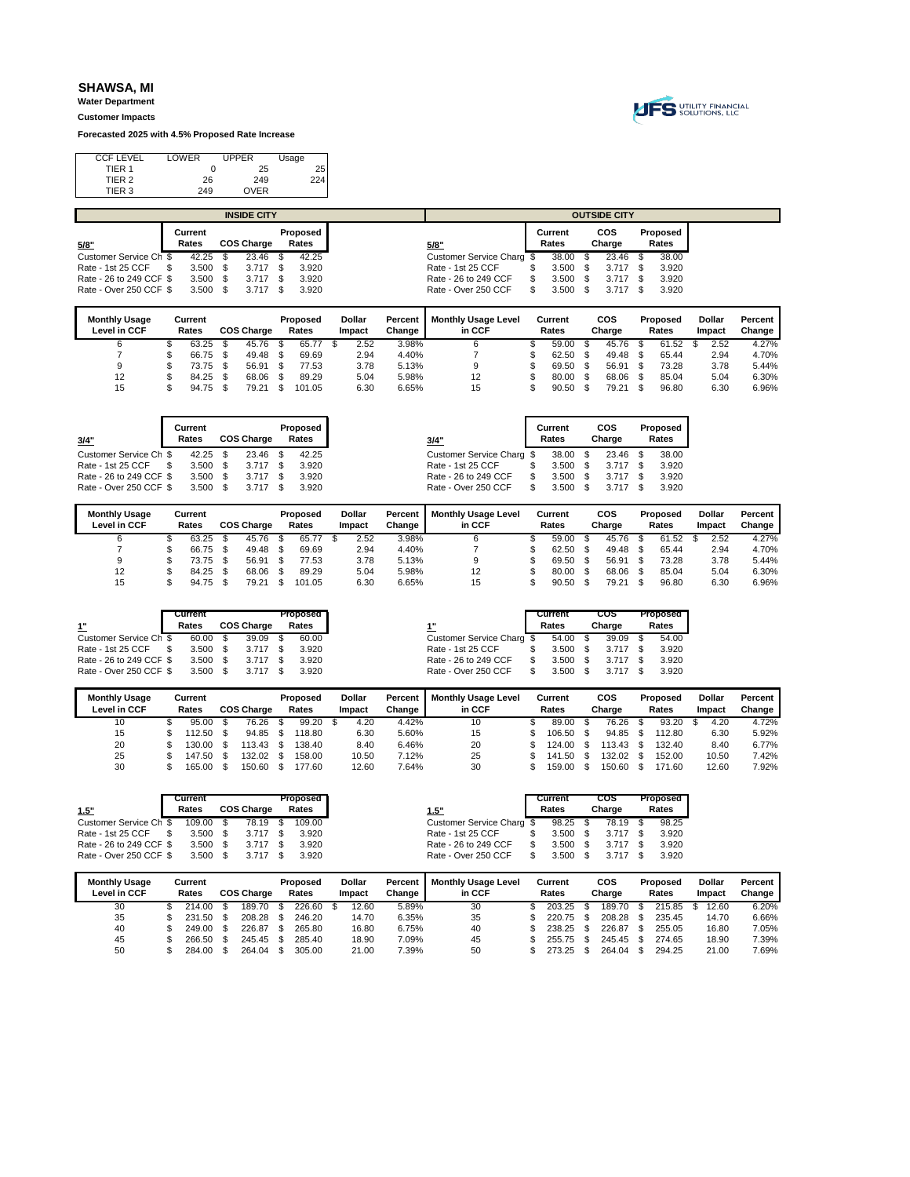# SHAWSA, MI

**Water Department**

**Customer Impacts**

**Forecasted 2025 with 4.5% Proposed Rate Increase**

| CCF LEVEL | LOWER | UPPER | Usage |
|---|---|---|---|
| TIER 1 | 0 | 25 | 25 |
| TIER 2 | 26 | 249 | 224 |
| TIER 3 | 249 | OVER | |

## INSIDE CITY

| 5/8" | Current Rates | COS Charge | Proposed Rates |
|---|---|---|---|
| Customer Service Ch | $ 42.25 | $ 23.46 | $ 42.25 |
| Rate - 1st 25 CCF | $ 3.500 | $ 3.717 | $ 3.920 |
| Rate - 26 to 249 CCF | $ 3.500 | $ 3.717 | $ 3.920 |
| Rate - Over 250 CCF | $ 3.500 | $ 3.717 | $ 3.920 |

| Monthly Usage Level in CCF | Current Rates | COS Charge | Proposed Rates | Dollar Impact | Percent Change |
|---|---|---|---|---|---|
| 6 | $ 63.25 | $ 45.76 | $ 65.77 | $ 2.52 | 3.98% |
| 7 | $ 66.75 | $ 49.48 | $ 69.69 | 2.94 | 4.40% |
| 9 | $ 73.75 | $ 56.91 | $ 77.53 | 3.78 | 5.13% |
| 12 | $ 84.25 | $ 68.06 | $ 89.29 | 5.04 | 5.98% |
| 15 | $ 94.75 | $ 79.21 | $ 101.05 | 6.30 | 6.65% |

| 3/4" | Current Rates | COS Charge | Proposed Rates |
|---|---|---|---|
| Customer Service Ch | $ 42.25 | $ 23.46 | $ 42.25 |
| Rate - 1st 25 CCF | $ 3.500 | $ 3.717 | $ 3.920 |
| Rate - 26 to 249 CCF | $ 3.500 | $ 3.717 | $ 3.920 |
| Rate - Over 250 CCF | $ 3.500 | $ 3.717 | $ 3.920 |

| Monthly Usage Level in CCF | Current Rates | COS Charge | Proposed Rates | Dollar Impact | Percent Change |
|---|---|---|---|---|---|
| 6 | $ 63.25 | $ 45.76 | $ 65.77 | $ 2.52 | 3.98% |
| 7 | $ 66.75 | $ 49.48 | $ 69.69 | 2.94 | 4.40% |
| 9 | $ 73.75 | $ 56.91 | $ 77.53 | 3.78 | 5.13% |
| 12 | $ 84.25 | $ 68.06 | $ 89.29 | 5.04 | 5.98% |
| 15 | $ 94.75 | $ 79.21 | $ 101.05 | 6.30 | 6.65% |

| 1" | Current Rates | COS Charge | Proposed Rates |
|---|---|---|---|
| Customer Service Ch | $ 60.00 | $ 39.09 | $ 60.00 |
| Rate - 1st 25 CCF | $ 3.500 | $ 3.717 | $ 3.920 |
| Rate - 26 to 249 CCF | $ 3.500 | $ 3.717 | $ 3.920 |
| Rate - Over 250 CCF | $ 3.500 | $ 3.717 | $ 3.920 |

| Monthly Usage Level in CCF | Current Rates | COS Charge | Proposed Rates | Dollar Impact | Percent Change |
|---|---|---|---|---|---|
| 10 | $ 95.00 | $ 76.26 | $ 99.20 | $ 4.20 | 4.42% |
| 15 | $ 112.50 | $ 94.85 | $ 118.80 | 6.30 | 5.60% |
| 20 | $ 130.00 | $ 113.43 | $ 138.40 | 8.40 | 6.46% |
| 25 | $ 147.50 | $ 132.02 | $ 158.00 | 10.50 | 7.12% |
| 30 | $ 165.00 | $ 150.60 | $ 177.60 | 12.60 | 7.64% |

| 1.5" | Current Rates | COS Charge | Proposed Rates |
|---|---|---|---|
| Customer Service Ch | $ 109.00 | $ 78.19 | $ 109.00 |
| Rate - 1st 25 CCF | $ 3.500 | $ 3.717 | $ 3.920 |
| Rate - 26 to 249 CCF | $ 3.500 | $ 3.717 | $ 3.920 |
| Rate - Over 250 CCF | $ 3.500 | $ 3.717 | $ 3.920 |

| Monthly Usage Level in CCF | Current Rates | COS Charge | Proposed Rates | Dollar Impact | Percent Change |
|---|---|---|---|---|---|
| 30 | $ 214.00 | $ 189.70 | $ 226.60 | $ 12.60 | 5.89% |
| 35 | $ 231.50 | $ 208.28 | $ 246.20 | 14.70 | 6.35% |
| 40 | $ 249.00 | $ 226.87 | $ 265.80 | 16.80 | 6.75% |
| 45 | $ 266.50 | $ 245.45 | $ 285.40 | 18.90 | 7.09% |
| 50 | $ 284.00 | $ 264.04 | $ 305.00 | 21.00 | 7.39% |

## OUTSIDE CITY

| 5/8" | Current Rates | COS Charge | Proposed Rates |
|---|---|---|---|
| Customer Service Charg | $ 38.00 | $ 23.46 | $ 38.00 |
| Rate - 1st 25 CCF | $ 3.500 | $ 3.717 | $ 3.920 |
| Rate - 26 to 249 CCF | $ 3.500 | $ 3.717 | $ 3.920 |
| Rate - Over 250 CCF | $ 3.500 | $ 3.717 | $ 3.920 |

| Monthly Usage Level in CCF | Current Rates | COS Charge | Proposed Rates | Dollar Impact | Percent Change |
|---|---|---|---|---|---|
| 6 | $ 59.00 | $ 45.76 | $ 61.52 | $ 2.52 | 4.27% |
| 7 | $ 62.50 | $ 49.48 | $ 65.44 | 2.94 | 4.70% |
| 9 | $ 69.50 | $ 56.91 | $ 73.28 | 3.78 | 5.44% |
| 12 | $ 80.00 | $ 68.06 | $ 85.04 | 5.04 | 6.30% |
| 15 | $ 90.50 | $ 79.21 | $ 96.80 | 6.30 | 6.96% |

| 3/4" | Current Rates | COS Charge | Proposed Rates |
|---|---|---|---|
| Customer Service Charg | $ 38.00 | $ 23.46 | $ 38.00 |
| Rate - 1st 25 CCF | $ 3.500 | $ 3.717 | $ 3.920 |
| Rate - 26 to 249 CCF | $ 3.500 | $ 3.717 | $ 3.920 |
| Rate - Over 250 CCF | $ 3.500 | $ 3.717 | $ 3.920 |

| Monthly Usage Level in CCF | Current Rates | COS Charge | Proposed Rates | Dollar Impact | Percent Change |
|---|---|---|---|---|---|
| 6 | $ 59.00 | $ 45.76 | $ 61.52 | $ 2.52 | 4.27% |
| 7 | $ 62.50 | $ 49.48 | $ 65.44 | 2.94 | 4.70% |
| 9 | $ 69.50 | $ 56.91 | $ 73.28 | 3.78 | 5.44% |
| 12 | $ 80.00 | $ 68.06 | $ 85.04 | 5.04 | 6.30% |
| 15 | $ 90.50 | $ 79.21 | $ 96.80 | 6.30 | 6.96% |

| 1" | Current Rates | COS Charge | Proposed Rates |
|---|---|---|---|
| Customer Service Charg | $ 54.00 | $ 39.09 | $ 54.00 |
| Rate - 1st 25 CCF | $ 3.500 | $ 3.717 | $ 3.920 |
| Rate - 26 to 249 CCF | $ 3.500 | $ 3.717 | $ 3.920 |
| Rate - Over 250 CCF | $ 3.500 | $ 3.717 | $ 3.920 |

| Monthly Usage Level in CCF | Current Rates | COS Charge | Proposed Rates | Dollar Impact | Percent Change |
|---|---|---|---|---|---|
| 10 | $ 89.00 | $ 76.26 | $ 93.20 | $ 4.20 | 4.72% |
| 15 | $ 106.50 | $ 94.85 | $ 112.80 | 6.30 | 5.92% |
| 20 | $ 124.00 | $ 113.43 | $ 132.40 | 8.40 | 6.77% |
| 25 | $ 141.50 | $ 132.02 | $ 152.00 | 10.50 | 7.42% |
| 30 | $ 159.00 | $ 150.60 | $ 171.60 | 12.60 | 7.92% |

| 1.5" | Current Rates | COS Charge | Proposed Rates |
|---|---|---|---|
| Customer Service Charg | $ 98.25 | $ 78.19 | $ 98.25 |
| Rate - 1st 25 CCF | $ 3.500 | $ 3.717 | $ 3.920 |
| Rate - 26 to 249 CCF | $ 3.500 | $ 3.717 | $ 3.920 |
| Rate - Over 250 CCF | $ 3.500 | $ 3.717 | $ 3.920 |

| Monthly Usage Level in CCF | Current Rates | COS Charge | Proposed Rates | Dollar Impact | Percent Change |
|---|---|---|---|---|---|
| 30 | $ 203.25 | $ 189.70 | $ 215.85 | $ 12.60 | 6.20% |
| 35 | $ 220.75 | $ 208.28 | $ 235.45 | 14.70 | 6.66% |
| 40 | $ 238.25 | $ 226.87 | $ 255.05 | 16.80 | 7.05% |
| 45 | $ 255.75 | $ 245.45 | $ 274.65 | 18.90 | 7.39% |
| 50 | $ 273.25 | $ 264.04 | $ 294.25 | 21.00 | 7.69% |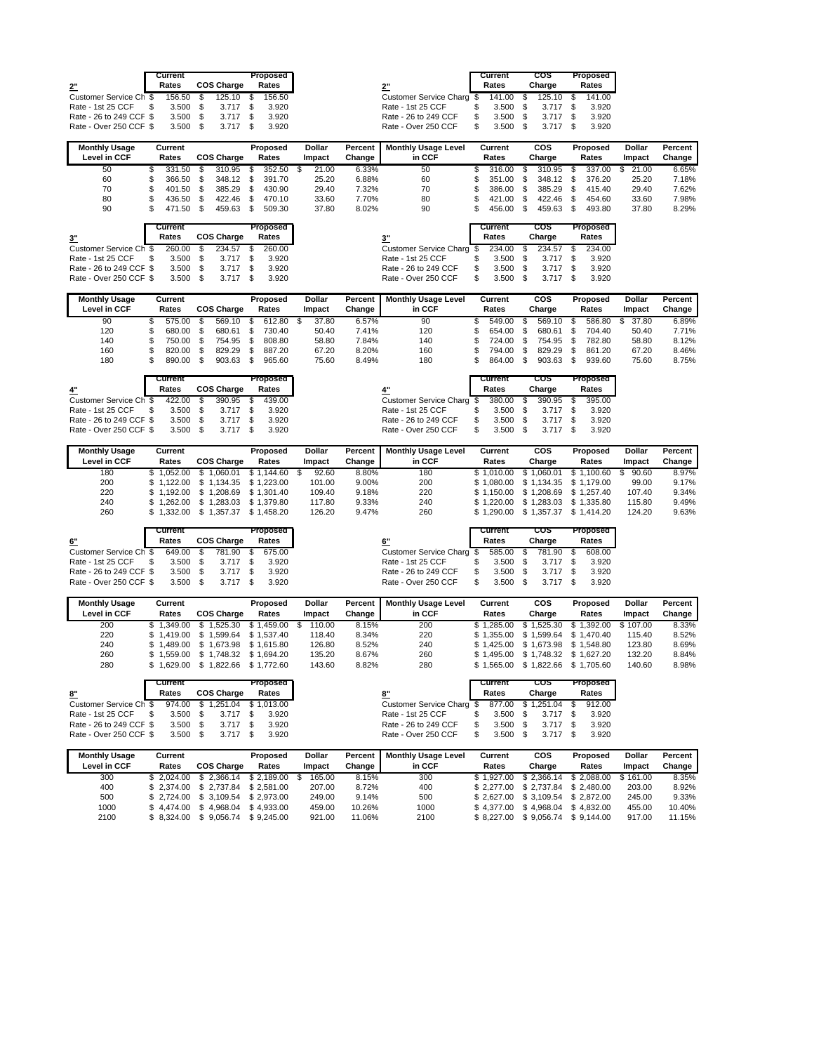| 2" | Current Rates | COS Charge | Proposed Rates |
|---|---|---|---|
| Customer Service Ch | $ 156.50 | $ 125.10 | $ 156.50 |
| Rate - 1st 25 CCF | $ 3.500 | $ 3.717 | $ 3.920 |
| Rate - 26 to 249 CCF | $ 3.500 | $ 3.717 | $ 3.920 |
| Rate - Over 250 CCF | $ 3.500 | $ 3.717 | $ 3.920 |

| 2" | Current Rates | COS Charge | Proposed Rates |
|---|---|---|---|
| Customer Service Charg | $ 141.00 | $ 125.10 | $ 141.00 |
| Rate - 1st 25 CCF | $ 3.500 | $ 3.717 | $ 3.920 |
| Rate - 26 to 249 CCF | $ 3.500 | $ 3.717 | $ 3.920 |
| Rate - Over 250 CCF | $ 3.500 | $ 3.717 | $ 3.920 |

| Monthly Usage Level in CCF | Current Rates | COS Charge | Proposed Rates | Dollar Impact | Percent Change | Monthly Usage Level in CCF | Current Rates | COS Charge | Proposed Rates | Dollar Impact | Percent Change |
|---|---|---|---|---|---|---|---|---|---|---|---|
| 50 | $ 331.50 | $ 310.95 | $ 352.50 | $ 21.00 | 6.33% | 50 | $ 316.00 | $ 310.95 | $ 337.00 | $ 21.00 | 6.65% |
| 60 | $ 366.50 | $ 348.12 | $ 391.70 | 25.20 | 6.88% | 60 | $ 351.00 | $ 348.12 | $ 376.20 | 25.20 | 7.18% |
| 70 | $ 401.50 | $ 385.29 | $ 430.90 | 29.40 | 7.32% | 70 | $ 386.00 | $ 385.29 | $ 415.40 | 29.40 | 7.62% |
| 80 | $ 436.50 | $ 422.46 | $ 470.10 | 33.60 | 7.70% | 80 | $ 421.00 | $ 422.46 | $ 454.60 | 33.60 | 7.98% |
| 90 | $ 471.50 | $ 459.63 | $ 509.30 | 37.80 | 8.02% | 90 | $ 456.00 | $ 459.63 | $ 493.80 | 37.80 | 8.29% |

| 3" | Current Rates | COS Charge | Proposed Rates |
|---|---|---|---|
| Customer Service Ch | $ 260.00 | $ 234.57 | $ 260.00 |
| Rate - 1st 25 CCF | $ 3.500 | $ 3.717 | $ 3.920 |
| Rate - 26 to 249 CCF | $ 3.500 | $ 3.717 | $ 3.920 |
| Rate - Over 250 CCF | $ 3.500 | $ 3.717 | $ 3.920 |

| 3" | Current Rates | COS Charge | Proposed Rates |
|---|---|---|---|
| Customer Service Charg | $ 234.00 | $ 234.57 | $ 234.00 |
| Rate - 1st 25 CCF | $ 3.500 | $ 3.717 | $ 3.920 |
| Rate - 26 to 249 CCF | $ 3.500 | $ 3.717 | $ 3.920 |
| Rate - Over 250 CCF | $ 3.500 | $ 3.717 | $ 3.920 |

| Monthly Usage Level in CCF | Current Rates | COS Charge | Proposed Rates | Dollar Impact | Percent Change | Monthly Usage Level in CCF | Current Rates | COS Charge | Proposed Rates | Dollar Impact | Percent Change |
|---|---|---|---|---|---|---|---|---|---|---|---|
| 90 | $ 575.00 | $ 569.10 | $ 612.80 | $ 37.80 | 6.57% | 90 | $ 549.00 | $ 569.10 | $ 586.80 | $ 37.80 | 6.89% |
| 120 | $ 680.00 | $ 680.61 | $ 730.40 | 50.40 | 7.41% | 120 | $ 654.00 | $ 680.61 | $ 704.40 | 50.40 | 7.71% |
| 140 | $ 750.00 | $ 754.95 | $ 808.80 | 58.80 | 7.84% | 140 | $ 724.00 | $ 754.95 | $ 782.80 | 58.80 | 8.12% |
| 160 | $ 820.00 | $ 829.29 | $ 887.20 | 67.20 | 8.20% | 160 | $ 794.00 | $ 829.29 | $ 861.20 | 67.20 | 8.46% |
| 180 | $ 890.00 | $ 903.63 | $ 965.60 | 75.60 | 8.49% | 180 | $ 864.00 | $ 903.63 | $ 939.60 | 75.60 | 8.75% |

| 4" | Current Rates | COS Charge | Proposed Rates |
|---|---|---|---|
| Customer Service Ch | $ 422.00 | $ 390.95 | $ 439.00 |
| Rate - 1st 25 CCF | $ 3.500 | $ 3.717 | $ 3.920 |
| Rate - 26 to 249 CCF | $ 3.500 | $ 3.717 | $ 3.920 |
| Rate - Over 250 CCF | $ 3.500 | $ 3.717 | $ 3.920 |

| 4" | Current Rates | COS Charge | Proposed Rates |
|---|---|---|---|
| Customer Service Charg | $ 380.00 | $ 390.95 | $ 395.00 |
| Rate - 1st 25 CCF | $ 3.500 | $ 3.717 | $ 3.920 |
| Rate - 26 to 249 CCF | $ 3.500 | $ 3.717 | $ 3.920 |
| Rate - Over 250 CCF | $ 3.500 | $ 3.717 | $ 3.920 |

| Monthly Usage Level in CCF | Current Rates | COS Charge | Proposed Rates | Dollar Impact | Percent Change | Monthly Usage Level in CCF | Current Rates | COS Charge | Proposed Rates | Dollar Impact | Percent Change |
|---|---|---|---|---|---|---|---|---|---|---|---|
| 180 | $ 1,052.00 | $ 1,060.01 | $ 1,144.60 | $ 92.60 | 8.80% | 180 | $ 1,010.00 | $ 1,060.01 | $ 1,100.60 | $ 90.60 | 8.97% |
| 200 | $ 1,122.00 | $ 1,134.35 | $ 1,223.00 | 101.00 | 9.00% | 200 | $ 1,080.00 | $ 1,134.35 | $ 1,179.00 | 99.00 | 9.17% |
| 220 | $ 1,192.00 | $ 1,208.69 | $ 1,301.40 | 109.40 | 9.18% | 220 | $ 1,150.00 | $ 1,208.69 | $ 1,257.40 | 107.40 | 9.34% |
| 240 | $ 1,262.00 | $ 1,283.03 | $ 1,379.80 | 117.80 | 9.33% | 240 | $ 1,220.00 | $ 1,283.03 | $ 1,335.80 | 115.80 | 9.49% |
| 260 | $ 1,332.00 | $ 1,357.37 | $ 1,458.20 | 126.20 | 9.47% | 260 | $ 1,290.00 | $ 1,357.37 | $ 1,414.20 | 124.20 | 9.63% |

| 6" | Current Rates | COS Charge | Proposed Rates |
|---|---|---|---|
| Customer Service Ch | $ 649.00 | $ 781.90 | $ 675.00 |
| Rate - 1st 25 CCF | $ 3.500 | $ 3.717 | $ 3.920 |
| Rate - 26 to 249 CCF | $ 3.500 | $ 3.717 | $ 3.920 |
| Rate - Over 250 CCF | $ 3.500 | $ 3.717 | $ 3.920 |

| 6" | Current Rates | COS Charge | Proposed Rates |
|---|---|---|---|
| Customer Service Charg | $ 585.00 | $ 781.90 | $ 608.00 |
| Rate - 1st 25 CCF | $ 3.500 | $ 3.717 | $ 3.920 |
| Rate - 26 to 249 CCF | $ 3.500 | $ 3.717 | $ 3.920 |
| Rate - Over 250 CCF | $ 3.500 | $ 3.717 | $ 3.920 |

| Monthly Usage Level in CCF | Current Rates | COS Charge | Proposed Rates | Dollar Impact | Percent Change | Monthly Usage Level in CCF | Current Rates | COS Charge | Proposed Rates | Dollar Impact | Percent Change |
|---|---|---|---|---|---|---|---|---|---|---|---|
| 200 | $ 1,349.00 | $ 1,525.30 | $ 1,459.00 | $ 110.00 | 8.15% | 200 | $ 1,285.00 | $ 1,525.30 | $ 1,392.00 | $ 107.00 | 8.33% |
| 220 | $ 1,419.00 | $ 1,599.64 | $ 1,537.40 | 118.40 | 8.34% | 220 | $ 1,355.00 | $ 1,599.64 | $ 1,470.40 | 115.40 | 8.52% |
| 240 | $ 1,489.00 | $ 1,673.98 | $ 1,615.80 | 126.80 | 8.52% | 240 | $ 1,425.00 | $ 1,673.98 | $ 1,548.80 | 123.80 | 8.69% |
| 260 | $ 1,559.00 | $ 1,748.32 | $ 1,694.20 | 135.20 | 8.67% | 260 | $ 1,495.00 | $ 1,748.32 | $ 1,627.20 | 132.20 | 8.84% |
| 280 | $ 1,629.00 | $ 1,822.66 | $ 1,772.60 | 143.60 | 8.82% | 280 | $ 1,565.00 | $ 1,822.66 | $ 1,705.60 | 140.60 | 8.98% |

| 8" | Current Rates | COS Charge | Proposed Rates |
|---|---|---|---|
| Customer Service Ch | $ 974.00 | $ 1,251.04 | $ 1,013.00 |
| Rate - 1st 25 CCF | $ 3.500 | $ 3.717 | $ 3.920 |
| Rate - 26 to 249 CCF | $ 3.500 | $ 3.717 | $ 3.920 |
| Rate - Over 250 CCF | $ 3.500 | $ 3.717 | $ 3.920 |

| 8" | Current Rates | COS Charge | Proposed Rates |
|---|---|---|---|
| Customer Service Charg | $ 877.00 | $ 1,251.04 | $ 912.00 |
| Rate - 1st 25 CCF | $ 3.500 | $ 3.717 | $ 3.920 |
| Rate - 26 to 249 CCF | $ 3.500 | $ 3.717 | $ 3.920 |
| Rate - Over 250 CCF | $ 3.500 | $ 3.717 | $ 3.920 |

| Monthly Usage Level in CCF | Current Rates | COS Charge | Proposed Rates | Dollar Impact | Percent Change | Monthly Usage Level in CCF | Current Rates | COS Charge | Proposed Rates | Dollar Impact | Percent Change |
|---|---|---|---|---|---|---|---|---|---|---|---|
| 300 | $ 2,024.00 | $ 2,366.14 | $ 2,189.00 | $ 165.00 | 8.15% | 300 | $ 1,927.00 | $ 2,366.14 | $ 2,088.00 | $ 161.00 | 8.35% |
| 400 | $ 2,374.00 | $ 2,737.84 | $ 2,581.00 | 207.00 | 8.72% | 400 | $ 2,277.00 | $ 2,737.84 | $ 2,480.00 | 203.00 | 8.92% |
| 500 | $ 2,724.00 | $ 3,109.54 | $ 2,973.00 | 249.00 | 9.14% | 500 | $ 2,627.00 | $ 3,109.54 | $ 2,872.00 | 245.00 | 9.33% |
| 1000 | $ 4,474.00 | $ 4,968.04 | $ 4,933.00 | 459.00 | 10.26% | 1000 | $ 4,377.00 | $ 4,968.04 | $ 4,832.00 | 455.00 | 10.40% |
| 2100 | $ 8,324.00 | $ 9,056.74 | $ 9,245.00 | 921.00 | 11.06% | 2100 | $ 8,227.00 | $ 9,056.74 | $ 9,144.00 | 917.00 | 11.15% |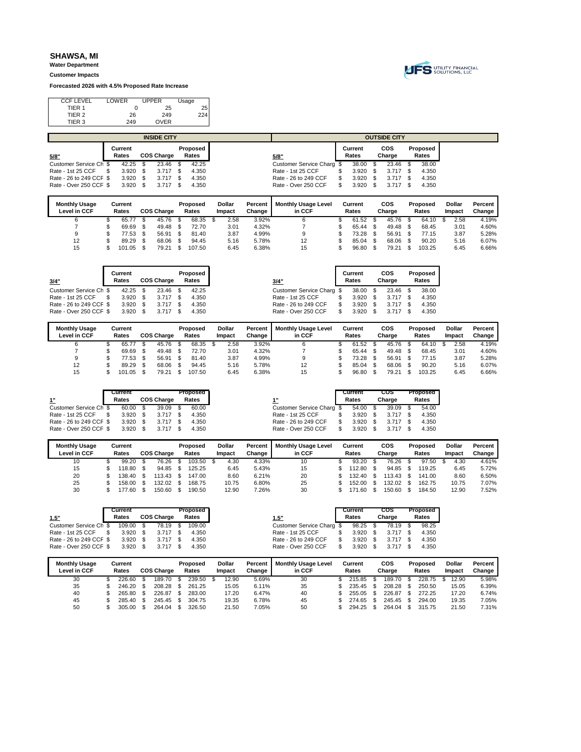# SHAWSA, MI

**Water Department**

**Customer Impacts**

**Forecasted 2026 with 4.5% Proposed Rate Increase**

| CCF LEVEL | LOWER | UPPER | Usage |
|---|---|---|---|
| TIER 1 | 0 | 25 | 25 |
| TIER 2 | 26 | 249 | 224 |
| TIER 3 | 249 | OVER | |

## INSIDE CITY / OUTSIDE CITY

### 5/8"

| 5/8" (Inside City) | Current Rates | COS Charge | Proposed Rates |
|---|---|---|---|
| Customer Service Ch | $ 42.25 | $ 23.46 | $ 42.25 |
| Rate - 1st 25 CCF | $ 3.920 | $ 3.717 | $ 4.350 |
| Rate - 26 to 249 CCF | $ 3.920 | $ 3.717 | $ 4.350 |
| Rate - Over 250 CCF | $ 3.920 | $ 3.717 | $ 4.350 |

| 5/8" (Outside City) | Current Rates | COS Charge | Proposed Rates |
|---|---|---|---|
| Customer Service Charg | $ 38.00 | $ 23.46 | $ 38.00 |
| Rate - 1st 25 CCF | $ 3.920 | $ 3.717 | $ 4.350 |
| Rate - 26 to 249 CCF | $ 3.920 | $ 3.717 | $ 4.350 |
| Rate - Over 250 CCF | $ 3.920 | $ 3.717 | $ 4.350 |

| Monthly Usage Level in CCF | Current Rates | COS Charge | Proposed Rates | Dollar Impact | Percent Change | Monthly Usage Level in CCF | Current Rates | COS Charge | Proposed Rates | Dollar Impact | Percent Change |
|---|---|---|---|---|---|---|---|---|---|---|---|
| 6 | $ 65.77 | $ 45.76 | $ 68.35 | $ 2.58 | 3.92% | 6 | $ 61.52 | $ 45.76 | $ 64.10 | $ 2.58 | 4.19% |
| 7 | $ 69.69 | $ 49.48 | $ 72.70 | 3.01 | 4.32% | 7 | $ 65.44 | $ 49.48 | $ 68.45 | 3.01 | 4.60% |
| 9 | $ 77.53 | $ 56.91 | $ 81.40 | 3.87 | 4.99% | 9 | $ 73.28 | $ 56.91 | $ 77.15 | 3.87 | 5.28% |
| 12 | $ 89.29 | $ 68.06 | $ 94.45 | 5.16 | 5.78% | 12 | $ 85.04 | $ 68.06 | $ 90.20 | 5.16 | 6.07% |
| 15 | $ 101.05 | $ 79.21 | $ 107.50 | 6.45 | 6.38% | 15 | $ 96.80 | $ 79.21 | $ 103.25 | 6.45 | 6.66% |

### 3/4"

| 3/4" (Inside City) | Current Rates | COS Charge | Proposed Rates |
|---|---|---|---|
| Customer Service Ch | $ 42.25 | $ 23.46 | $ 42.25 |
| Rate - 1st 25 CCF | $ 3.920 | $ 3.717 | $ 4.350 |
| Rate - 26 to 249 CCF | $ 3.920 | $ 3.717 | $ 4.350 |
| Rate - Over 250 CCF | $ 3.920 | $ 3.717 | $ 4.350 |

| 3/4" (Outside City) | Current Rates | COS Charge | Proposed Rates |
|---|---|---|---|
| Customer Service Charg | $ 38.00 | $ 23.46 | $ 38.00 |
| Rate - 1st 25 CCF | $ 3.920 | $ 3.717 | $ 4.350 |
| Rate - 26 to 249 CCF | $ 3.920 | $ 3.717 | $ 4.350 |
| Rate - Over 250 CCF | $ 3.920 | $ 3.717 | $ 4.350 |

| Monthly Usage Level in CCF | Current Rates | COS Charge | Proposed Rates | Dollar Impact | Percent Change | Monthly Usage Level in CCF | Current Rates | COS Charge | Proposed Rates | Dollar Impact | Percent Change |
|---|---|---|---|---|---|---|---|---|---|---|---|
| 6 | $ 65.77 | $ 45.76 | $ 68.35 | $ 2.58 | 3.92% | 6 | $ 61.52 | $ 45.76 | $ 64.10 | $ 2.58 | 4.19% |
| 7 | $ 69.69 | $ 49.48 | $ 72.70 | 3.01 | 4.32% | 7 | $ 65.44 | $ 49.48 | $ 68.45 | 3.01 | 4.60% |
| 9 | $ 77.53 | $ 56.91 | $ 81.40 | 3.87 | 4.99% | 9 | $ 73.28 | $ 56.91 | $ 77.15 | 3.87 | 5.28% |
| 12 | $ 89.29 | $ 68.06 | $ 94.45 | 5.16 | 5.78% | 12 | $ 85.04 | $ 68.06 | $ 90.20 | 5.16 | 6.07% |
| 15 | $ 101.05 | $ 79.21 | $ 107.50 | 6.45 | 6.38% | 15 | $ 96.80 | $ 79.21 | $ 103.25 | 6.45 | 6.66% |

### 1"

| 1" (Inside City) | Current Rates | COS Charge | Proposed Rates |
|---|---|---|---|
| Customer Service Ch | $ 60.00 | $ 39.09 | $ 60.00 |
| Rate - 1st 25 CCF | $ 3.920 | $ 3.717 | $ 4.350 |
| Rate - 26 to 249 CCF | $ 3.920 | $ 3.717 | $ 4.350 |
| Rate - Over 250 CCF | $ 3.920 | $ 3.717 | $ 4.350 |

| 1" (Outside City) | Current Rates | COS Charge | Proposed Rates |
|---|---|---|---|
| Customer Service Charg | $ 54.00 | $ 39.09 | $ 54.00 |
| Rate - 1st 25 CCF | $ 3.920 | $ 3.717 | $ 4.350 |
| Rate - 26 to 249 CCF | $ 3.920 | $ 3.717 | $ 4.350 |
| Rate - Over 250 CCF | $ 3.920 | $ 3.717 | $ 4.350 |

| Monthly Usage Level in CCF | Current Rates | COS Charge | Proposed Rates | Dollar Impact | Percent Change | Monthly Usage Level in CCF | Current Rates | COS Charge | Proposed Rates | Dollar Impact | Percent Change |
|---|---|---|---|---|---|---|---|---|---|---|---|
| 10 | $ 99.20 | $ 76.26 | $ 103.50 | $ 4.30 | 4.33% | 10 | $ 93.20 | $ 76.26 | $ 97.50 | $ 4.30 | 4.61% |
| 15 | $ 118.80 | $ 94.85 | $ 125.25 | 6.45 | 5.43% | 15 | $ 112.80 | $ 94.85 | $ 119.25 | 6.45 | 5.72% |
| 20 | $ 138.40 | $ 113.43 | $ 147.00 | 8.60 | 6.21% | 20 | $ 132.40 | $ 113.43 | $ 141.00 | 8.60 | 6.50% |
| 25 | $ 158.00 | $ 132.02 | $ 168.75 | 10.75 | 6.80% | 25 | $ 152.00 | $ 132.02 | $ 162.75 | 10.75 | 7.07% |
| 30 | $ 177.60 | $ 150.60 | $ 190.50 | 12.90 | 7.26% | 30 | $ 171.60 | $ 150.60 | $ 184.50 | 12.90 | 7.52% |

### 1.5"

| 1.5" (Inside City) | Current Rates | COS Charge | Proposed Rates |
|---|---|---|---|
| Customer Service Ch | $ 109.00 | $ 78.19 | $ 109.00 |
| Rate - 1st 25 CCF | $ 3.920 | $ 3.717 | $ 4.350 |
| Rate - 26 to 249 CCF | $ 3.920 | $ 3.717 | $ 4.350 |
| Rate - Over 250 CCF | $ 3.920 | $ 3.717 | $ 4.350 |

| 1.5" (Outside City) | Current Rates | COS Charge | Proposed Rates |
|---|---|---|---|
| Customer Service Charg | $ 98.25 | $ 78.19 | $ 98.25 |
| Rate - 1st 25 CCF | $ 3.920 | $ 3.717 | $ 4.350 |
| Rate - 26 to 249 CCF | $ 3.920 | $ 3.717 | $ 4.350 |
| Rate - Over 250 CCF | $ 3.920 | $ 3.717 | $ 4.350 |

| Monthly Usage Level in CCF | Current Rates | COS Charge | Proposed Rates | Dollar Impact | Percent Change | Monthly Usage Level in CCF | Current Rates | COS Charge | Proposed Rates | Dollar Impact | Percent Change |
|---|---|---|---|---|---|---|---|---|---|---|---|
| 30 | $ 226.60 | $ 189.70 | $ 239.50 | $ 12.90 | 5.69% | 30 | $ 215.85 | $ 189.70 | $ 228.75 | $ 12.90 | 5.98% |
| 35 | $ 246.20 | $ 208.28 | $ 261.25 | 15.05 | 6.11% | 35 | $ 235.45 | $ 208.28 | $ 250.50 | 15.05 | 6.39% |
| 40 | $ 265.80 | $ 226.87 | $ 283.00 | 17.20 | 6.47% | 40 | $ 255.05 | $ 226.87 | $ 272.25 | 17.20 | 6.74% |
| 45 | $ 285.40 | $ 245.45 | $ 304.75 | 19.35 | 6.78% | 45 | $ 274.65 | $ 245.45 | $ 294.00 | 19.35 | 7.05% |
| 50 | $ 305.00 | $ 264.04 | $ 326.50 | 21.50 | 7.05% | 50 | $ 294.25 | $ 264.04 | $ 315.75 | 21.50 | 7.31% |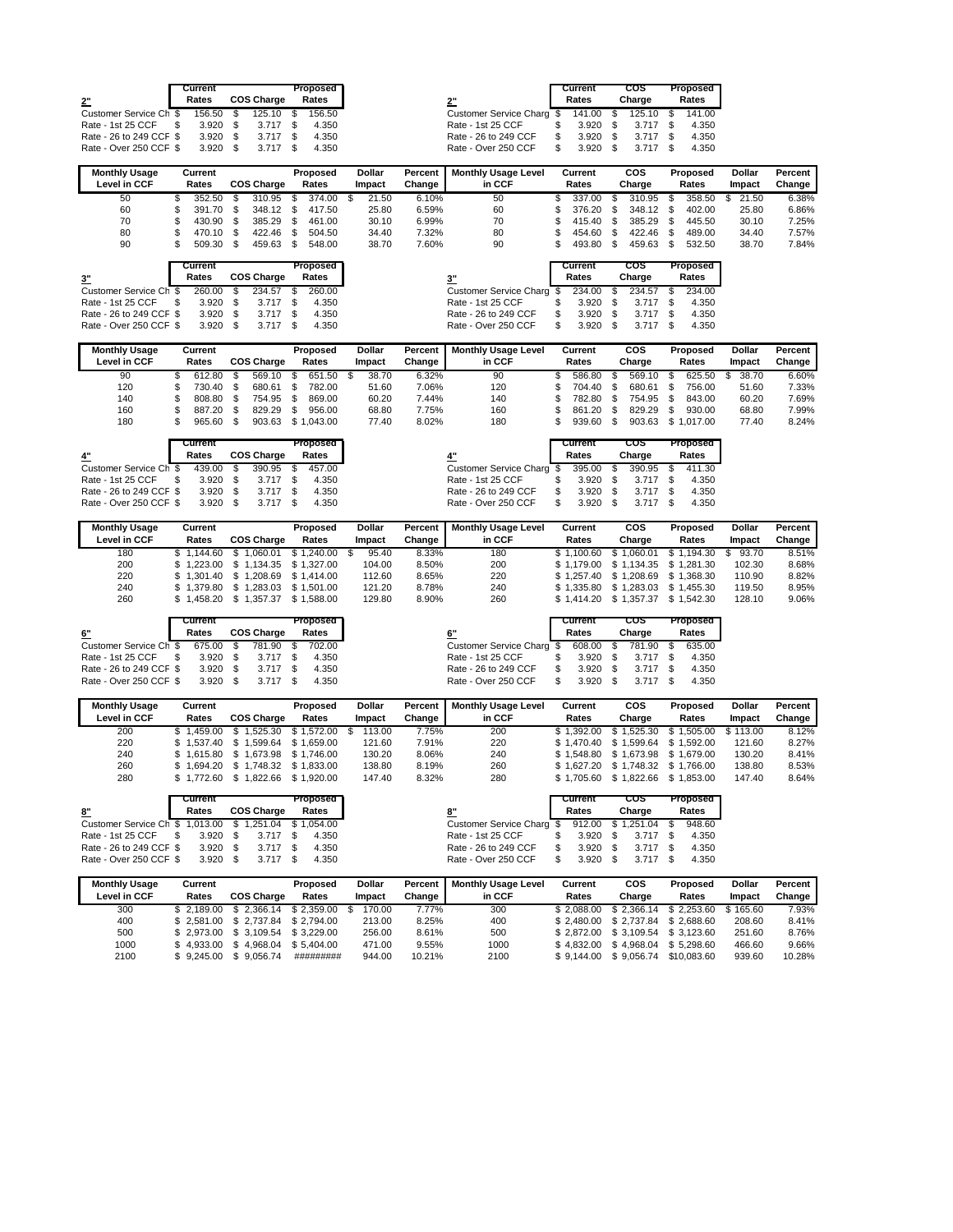| 2" | Current Rates | COS Charge | Proposed Rates |
|---|---|---|---|
| Customer Service Ch | $ 156.50 | $ 125.10 | $ 156.50 |
| Rate - 1st 25 CCF | $ 3.920 | $ 3.717 | $ 4.350 |
| Rate - 26 to 249 CCF | $ 3.920 | $ 3.717 | $ 4.350 |
| Rate - Over 250 CCF | $ 3.920 | $ 3.717 | $ 4.350 |

| 2" | Current Rates | COS Charge | Proposed Rates |
|---|---|---|---|
| Customer Service Charg | $ 141.00 | $ 125.10 | $ 141.00 |
| Rate - 1st 25 CCF | $ 3.920 | $ 3.717 | $ 4.350 |
| Rate - 26 to 249 CCF | $ 3.920 | $ 3.717 | $ 4.350 |
| Rate - Over 250 CCF | $ 3.920 | $ 3.717 | $ 4.350 |

| Monthly Usage Level in CCF | Current Rates | COS Charge | Proposed Rates | Dollar Impact | Percent Change | Monthly Usage Level in CCF | Current Rates | COS Charge | Proposed Rates | Dollar Impact | Percent Change |
|---|---|---|---|---|---|---|---|---|---|---|---|
| 50 | $ 352.50 | $ 310.95 | $ 374.00 | $ 21.50 | 6.10% | 50 | $ 337.00 | $ 310.95 | $ 358.50 | $ 21.50 | 6.38% |
| 60 | $ 391.70 | $ 348.12 | $ 417.50 | 25.80 | 6.59% | 60 | $ 376.20 | $ 348.12 | $ 402.00 | 25.80 | 6.86% |
| 70 | $ 430.90 | $ 385.29 | $ 461.00 | 30.10 | 6.99% | 70 | $ 415.40 | $ 385.29 | $ 445.50 | 30.10 | 7.25% |
| 80 | $ 470.10 | $ 422.46 | $ 504.50 | 34.40 | 7.32% | 80 | $ 454.60 | $ 422.46 | $ 489.00 | 34.40 | 7.57% |
| 90 | $ 509.30 | $ 459.63 | $ 548.00 | 38.70 | 7.60% | 90 | $ 493.80 | $ 459.63 | $ 532.50 | 38.70 | 7.84% |

| 3" | Current Rates | COS Charge | Proposed Rates |
|---|---|---|---|
| Customer Service Ch | $ 260.00 | $ 234.57 | $ 260.00 |
| Rate - 1st 25 CCF | $ 3.920 | $ 3.717 | $ 4.350 |
| Rate - 26 to 249 CCF | $ 3.920 | $ 3.717 | $ 4.350 |
| Rate - Over 250 CCF | $ 3.920 | $ 3.717 | $ 4.350 |

| 3" | Current Rates | COS Charge | Proposed Rates |
|---|---|---|---|
| Customer Service Charg | $ 234.00 | $ 234.57 | $ 234.00 |
| Rate - 1st 25 CCF | $ 3.920 | $ 3.717 | $ 4.350 |
| Rate - 26 to 249 CCF | $ 3.920 | $ 3.717 | $ 4.350 |
| Rate - Over 250 CCF | $ 3.920 | $ 3.717 | $ 4.350 |

| Monthly Usage Level in CCF | Current Rates | COS Charge | Proposed Rates | Dollar Impact | Percent Change | Monthly Usage Level in CCF | Current Rates | COS Charge | Proposed Rates | Dollar Impact | Percent Change |
|---|---|---|---|---|---|---|---|---|---|---|---|
| 90 | $ 612.80 | $ 569.10 | $ 651.50 | $ 38.70 | 6.32% | 90 | $ 586.80 | $ 569.10 | $ 625.50 | $ 38.70 | 6.60% |
| 120 | $ 730.40 | $ 680.61 | $ 782.00 | 51.60 | 7.06% | 120 | $ 704.40 | $ 680.61 | $ 756.00 | 51.60 | 7.33% |
| 140 | $ 808.80 | $ 754.95 | $ 869.00 | 60.20 | 7.44% | 140 | $ 782.80 | $ 754.95 | $ 843.00 | 60.20 | 7.69% |
| 160 | $ 887.20 | $ 829.29 | $ 956.00 | 68.80 | 7.75% | 160 | $ 861.20 | $ 829.29 | $ 930.00 | 68.80 | 7.99% |
| 180 | $ 965.60 | $ 903.63 | $ 1,043.00 | 77.40 | 8.02% | 180 | $ 939.60 | $ 903.63 | $ 1,017.00 | 77.40 | 8.24% |

| 4" | Current Rates | COS Charge | Proposed Rates |
|---|---|---|---|
| Customer Service Ch | $ 439.00 | $ 390.95 | $ 457.00 |
| Rate - 1st 25 CCF | $ 3.920 | $ 3.717 | $ 4.350 |
| Rate - 26 to 249 CCF | $ 3.920 | $ 3.717 | $ 4.350 |
| Rate - Over 250 CCF | $ 3.920 | $ 3.717 | $ 4.350 |

| 4" | Current Rates | COS Charge | Proposed Rates |
|---|---|---|---|
| Customer Service Charg | $ 395.00 | $ 390.95 | $ 411.30 |
| Rate - 1st 25 CCF | $ 3.920 | $ 3.717 | $ 4.350 |
| Rate - 26 to 249 CCF | $ 3.920 | $ 3.717 | $ 4.350 |
| Rate - Over 250 CCF | $ 3.920 | $ 3.717 | $ 4.350 |

| Monthly Usage Level in CCF | Current Rates | COS Charge | Proposed Rates | Dollar Impact | Percent Change | Monthly Usage Level in CCF | Current Rates | COS Charge | Proposed Rates | Dollar Impact | Percent Change |
|---|---|---|---|---|---|---|---|---|---|---|---|
| 180 | $ 1,144.60 | $ 1,060.01 | $ 1,240.00 | $ 95.40 | 8.33% | 180 | $ 1,100.60 | $ 1,060.01 | $ 1,194.30 | $ 93.70 | 8.51% |
| 200 | $ 1,223.00 | $ 1,134.35 | $ 1,327.00 | 104.00 | 8.50% | 200 | $ 1,179.00 | $ 1,134.35 | $ 1,281.30 | 102.30 | 8.68% |
| 220 | $ 1,301.40 | $ 1,208.69 | $ 1,414.00 | 112.60 | 8.65% | 220 | $ 1,257.40 | $ 1,208.69 | $ 1,368.30 | 110.90 | 8.82% |
| 240 | $ 1,379.80 | $ 1,283.03 | $ 1,501.00 | 121.20 | 8.78% | 240 | $ 1,335.80 | $ 1,283.03 | $ 1,455.30 | 119.50 | 8.95% |
| 260 | $ 1,458.20 | $ 1,357.37 | $ 1,588.00 | 129.80 | 8.90% | 260 | $ 1,414.20 | $ 1,357.37 | $ 1,542.30 | 128.10 | 9.06% |

| 6" | Current Rates | COS Charge | Proposed Rates |
|---|---|---|---|
| Customer Service Ch | $ 675.00 | $ 781.90 | $ 702.00 |
| Rate - 1st 25 CCF | $ 3.920 | $ 3.717 | $ 4.350 |
| Rate - 26 to 249 CCF | $ 3.920 | $ 3.717 | $ 4.350 |
| Rate - Over 250 CCF | $ 3.920 | $ 3.717 | $ 4.350 |

| 6" | Current Rates | COS Charge | Proposed Rates |
|---|---|---|---|
| Customer Service Charg | $ 608.00 | $ 781.90 | $ 635.00 |
| Rate - 1st 25 CCF | $ 3.920 | $ 3.717 | $ 4.350 |
| Rate - 26 to 249 CCF | $ 3.920 | $ 3.717 | $ 4.350 |
| Rate - Over 250 CCF | $ 3.920 | $ 3.717 | $ 4.350 |

| Monthly Usage Level in CCF | Current Rates | COS Charge | Proposed Rates | Dollar Impact | Percent Change | Monthly Usage Level in CCF | Current Rates | COS Charge | Proposed Rates | Dollar Impact | Percent Change |
|---|---|---|---|---|---|---|---|---|---|---|---|
| 200 | $ 1,459.00 | $ 1,525.30 | $ 1,572.00 | $ 113.00 | 7.75% | 200 | $ 1,392.00 | $ 1,525.30 | $ 1,505.00 | $ 113.00 | 8.12% |
| 220 | $ 1,537.40 | $ 1,599.64 | $ 1,659.00 | 121.60 | 7.91% | 220 | $ 1,470.40 | $ 1,599.64 | $ 1,592.00 | 121.60 | 8.27% |
| 240 | $ 1,615.80 | $ 1,673.98 | $ 1,746.00 | 130.20 | 8.06% | 240 | $ 1,548.80 | $ 1,673.98 | $ 1,679.00 | 130.20 | 8.41% |
| 260 | $ 1,694.20 | $ 1,748.32 | $ 1,833.00 | 138.80 | 8.19% | 260 | $ 1,627.20 | $ 1,748.32 | $ 1,766.00 | 138.80 | 8.53% |
| 280 | $ 1,772.60 | $ 1,822.66 | $ 1,920.00 | 147.40 | 8.32% | 280 | $ 1,705.60 | $ 1,822.66 | $ 1,853.00 | 147.40 | 8.64% |

| 8" | Current Rates | COS Charge | Proposed Rates |
|---|---|---|---|
| Customer Service Ch | $ 1,013.00 | $ 1,251.04 | $ 1,054.00 |
| Rate - 1st 25 CCF | $ 3.920 | $ 3.717 | $ 4.350 |
| Rate - 26 to 249 CCF | $ 3.920 | $ 3.717 | $ 4.350 |
| Rate - Over 250 CCF | $ 3.920 | $ 3.717 | $ 4.350 |

| 8" | Current Rates | COS Charge | Proposed Rates |
|---|---|---|---|
| Customer Service Charg | $ 912.00 | $ 1,251.04 | $ 948.60 |
| Rate - 1st 25 CCF | $ 3.920 | $ 3.717 | $ 4.350 |
| Rate - 26 to 249 CCF | $ 3.920 | $ 3.717 | $ 4.350 |
| Rate - Over 250 CCF | $ 3.920 | $ 3.717 | $ 4.350 |

| Monthly Usage Level in CCF | Current Rates | COS Charge | Proposed Rates | Dollar Impact | Percent Change | Monthly Usage Level in CCF | Current Rates | COS Charge | Proposed Rates | Dollar Impact | Percent Change |
|---|---|---|---|---|---|---|---|---|---|---|---|
| 300 | $ 2,189.00 | $ 2,366.14 | $ 2,359.00 | $ 170.00 | 7.77% | 300 | $ 2,088.00 | $ 2,366.14 | $ 2,253.60 | $ 165.60 | 7.93% |
| 400 | $ 2,581.00 | $ 2,737.84 | $ 2,794.00 | 213.00 | 8.25% | 400 | $ 2,480.00 | $ 2,737.84 | $ 2,688.60 | 208.60 | 8.41% |
| 500 | $ 2,973.00 | $ 3,109.54 | $ 3,229.00 | 256.00 | 8.61% | 500 | $ 2,872.00 | $ 3,109.54 | $ 3,123.60 | 251.60 | 8.76% |
| 1000 | $ 4,933.00 | $ 4,968.04 | $ 5,404.00 | 471.00 | 9.55% | 1000 | $ 4,832.00 | $ 4,968.04 | $ 5,298.60 | 466.60 | 9.66% |
| 2100 | $ 9,245.00 | $ 9,056.74 | ######### | 944.00 | 10.21% | 2100 | $ 9,144.00 | $ 9,056.74 | $10,083.60 | 939.60 | 10.28% |